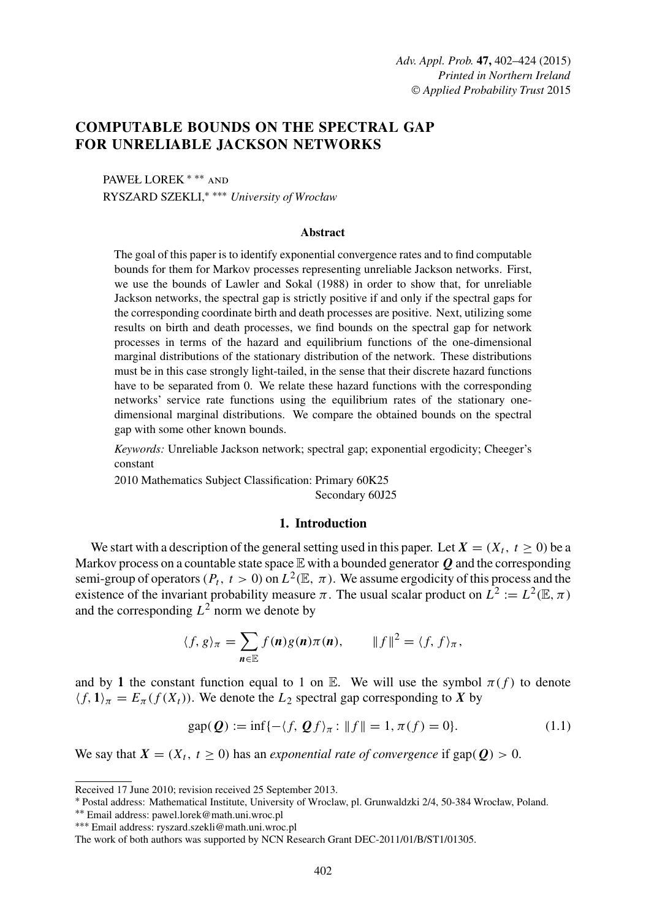# COMPUTABLE BOUNDS ON THE SPECTRAL GAP FOR UNRELIABLE JACKSON NETWORKS

PAWEŁ LOREK [*] [**] AND
RYSZARD SZEKLI,[*] [***] *University of Wrocław*

### Abstract

The goal of this paper is to identify exponential convergence rates and to find computable bounds for them for Markov processes representing unreliable Jackson networks. First, we use the bounds of Lawler and Sokal (1988) in order to show that, for unreliable Jackson networks, the spectral gap is strictly positive if and only if the spectral gaps for the corresponding coordinate birth and death processes are positive. Next, utilizing some results on birth and death processes, we find bounds on the spectral gap for network processes in terms of the hazard and equilibrium functions of the one-dimensional marginal distributions of the stationary distribution of the network. These distributions must be in this case strongly light-tailed, in the sense that their discrete hazard functions have to be separated from 0. We relate these hazard functions with the corresponding networks' service rate functions using the equilibrium rates of the stationary one-dimensional marginal distributions. We compare the obtained bounds on the spectral gap with some other known bounds.

*Keywords:* Unreliable Jackson network; spectral gap; exponential ergodicity; Cheeger's constant

2010 Mathematics Subject Classification: Primary 60K25
Secondary 60J25

## 1. Introduction

We start with a description of the general setting used in this paper. Let $\boldsymbol{X} = (X_t,\ t \geq 0)$ be a Markov process on a countable state space $\mathbb{E}$ with a bounded generator $\boldsymbol{Q}$ and the corresponding semi-group of operators $(P_t,\ t > 0)$ on $L^2(\mathbb{E},\ \pi)$. We assume ergodicity of this process and the existence of the invariant probability measure $\pi$. The usual scalar product on $L^2 := L^2(\mathbb{E}, \pi)$ and the corresponding $L^2$ norm we denote by

$$\langle f, g\rangle_\pi = \sum_{\boldsymbol{n}\in\mathbb{E}} f(\boldsymbol{n})g(\boldsymbol{n})\pi(\boldsymbol{n}), \qquad \|f\|^2 = \langle f, f\rangle_\pi,$$

and by $\mathbf{1}$ the constant function equal to 1 on $\mathbb{E}$. We will use the symbol $\pi(f)$ to denote $\langle f, \mathbf{1}\rangle_\pi = E_\pi(f(X_t))$. We denote the $L_2$ spectral gap corresponding to $\boldsymbol{X}$ by

$$\operatorname{gap}(\boldsymbol{Q}) := \inf\{-\langle f, \boldsymbol{Q} f\rangle_\pi \colon \|f\| = 1, \pi(f) = 0\}. \tag{1.1}$$

We say that $\boldsymbol{X} = (X_t,\ t \geq 0)$ has an *exponential rate of convergence* if $\operatorname{gap}(\boldsymbol{Q}) > 0$.

---

Received 17 June 2010; revision received 25 September 2013.

[*] Postal address: Mathematical Institute, University of Wroclaw, pl. Grunwaldzki 2/4, 50-384 Wrocław, Poland.

[**] Email address: pawel.lorek@math.uni.wroc.pl

[***] Email address: ryszard.szekli@math.uni.wroc.pl

The work of both authors was supported by NCN Research Grant DEC-2011/01/B/ST1/01305.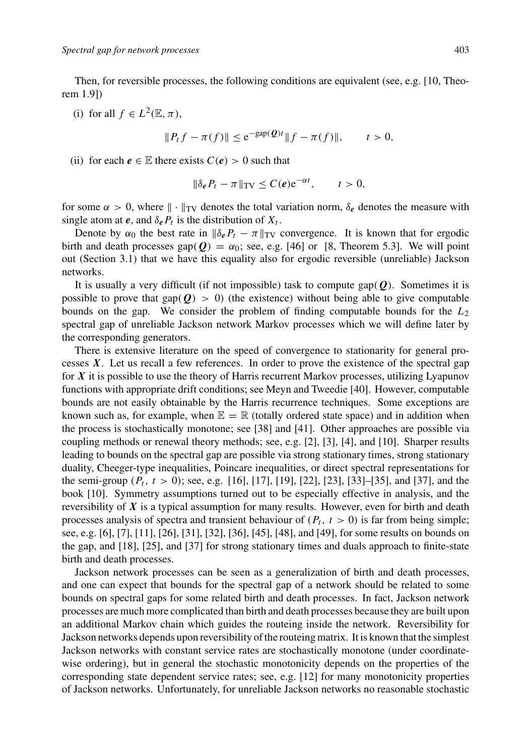Then, for reversible processes, the following conditions are equivalent (see, e.g. [10, Theorem 1.9])

(i) for all $f \in L^2(\mathbb{E}, \pi)$,

$$\|P_t f - \pi(f)\| \le \mathrm{e}^{-\mathrm{gap}(\boldsymbol{Q})t} \|f - \pi(f)\|, \qquad t > 0,$$

(ii) for each $\boldsymbol{e} \in \mathbb{E}$ there exists $C(\boldsymbol{e}) > 0$ such that

$$\|\delta_{\boldsymbol{e}} P_t - \pi\|_{\mathrm{TV}} \le C(\boldsymbol{e})\mathrm{e}^{-\alpha t}, \qquad t > 0,$$

for some $\alpha > 0$, where $\|\cdot\|_{\mathrm{TV}}$ denotes the total variation norm, $\delta_{\boldsymbol{e}}$ denotes the measure with single atom at $\boldsymbol{e}$, and $\delta_{\boldsymbol{e}} P_t$ is the distribution of $X_t$.

Denote by $\alpha_0$ the best rate in $\|\delta_{\boldsymbol{e}} P_t - \pi\|_{\mathrm{TV}}$ convergence. It is known that for ergodic birth and death processes $\mathrm{gap}(\boldsymbol{Q}) = \alpha_0$; see, e.g. [46] or [8, Theorem 5.3]. We will point out (Section 3.1) that we have this equality also for ergodic reversible (unreliable) Jackson networks.

It is usually a very difficult (if not impossible) task to compute $\mathrm{gap}(\boldsymbol{Q})$. Sometimes it is possible to prove that $\mathrm{gap}(\boldsymbol{Q}) > 0$) (the existence) without being able to give computable bounds on the gap. We consider the problem of finding computable bounds for the $L_2$ spectral gap of unreliable Jackson network Markov processes which we will define later by the corresponding generators.

There is extensive literature on the speed of convergence to stationarity for general processes $\boldsymbol{X}$. Let us recall a few references. In order to prove the existence of the spectral gap for $\boldsymbol{X}$ it is possible to use the theory of Harris recurrent Markov processes, utilizing Lyapunov functions with appropriate drift conditions; see Meyn and Tweedie [40]. However, computable bounds are not easily obtainable by the Harris recurrence techniques. Some exceptions are known such as, for example, when $\mathbb{E} = \mathbb{R}$ (totally ordered state space) and in addition when the process is stochastically monotone; see [38] and [41]. Other approaches are possible via coupling methods or renewal theory methods; see, e.g. [2], [3], [4], and [10]. Sharper results leading to bounds on the spectral gap are possible via strong stationary times, strong stationary duality, Cheeger-type inequalities, Poincare inequalities, or direct spectral representations for the semi-group $(P_t,\ t > 0)$; see, e.g. [16], [17], [19], [22], [23], [33]–[35], and [37], and the book [10]. Symmetry assumptions turned out to be especially effective in analysis, and the reversibility of $\boldsymbol{X}$ is a typical assumption for many results. However, even for birth and death processes analysis of spectra and transient behaviour of $(P_t,\ t > 0)$ is far from being simple; see, e.g. [6], [7], [11], [26], [31], [32], [36], [45], [48], and [49], for some results on bounds on the gap, and [18], [25], and [37] for strong stationary times and duals approach to finite-state birth and death processes.

Jackson network processes can be seen as a generalization of birth and death processes, and one can expect that bounds for the spectral gap of a network should be related to some bounds on spectral gaps for some related birth and death processes. In fact, Jackson network processes are much more complicated than birth and death processes because they are built upon an additional Markov chain which guides the routeing inside the network. Reversibility for Jackson networks depends upon reversibility of the routeing matrix. It is known that the simplest Jackson networks with constant service rates are stochastically monotone (under coordinate-wise ordering), but in general the stochastic monotonicity depends on the properties of the corresponding state dependent service rates; see, e.g. [12] for many monotonicity properties of Jackson networks. Unfortunately, for unreliable Jackson networks no reasonable stochastic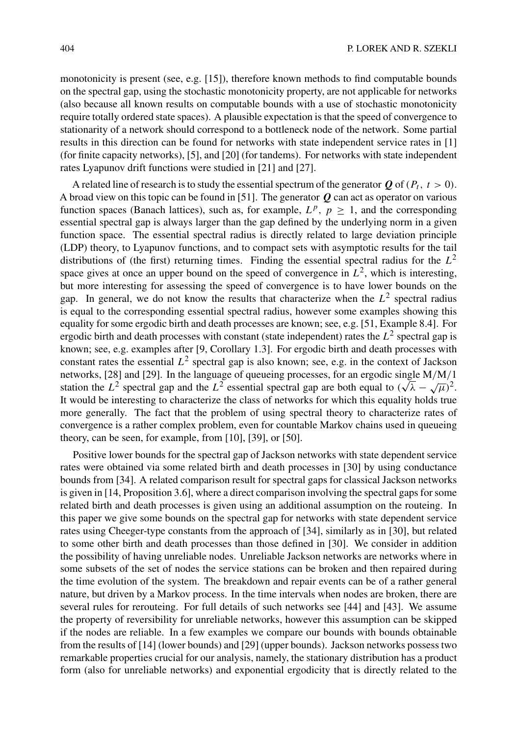monotonicity is present (see, e.g. [15]), therefore known methods to find computable bounds on the spectral gap, using the stochastic monotonicity property, are not applicable for networks (also because all known results on computable bounds with a use of stochastic monotonicity require totally ordered state spaces). A plausible expectation is that the speed of convergence to stationarity of a network should correspond to a bottleneck node of the network. Some partial results in this direction can be found for networks with state independent service rates in [1] (for finite capacity networks), [5], and [20] (for tandems). For networks with state independent rates Lyapunov drift functions were studied in [21] and [27].

A related line of research is to study the essential spectrum of the generator $\boldsymbol{Q}$ of $(P_t,\ t > 0)$. A broad view on this topic can be found in [51]. The generator $\boldsymbol{Q}$ can act as operator on various function spaces (Banach lattices), such as, for example, $L^p,\ p \geq 1$, and the corresponding essential spectral gap is always larger than the gap defined by the underlying norm in a given function space. The essential spectral radius is directly related to large deviation principle (LDP) theory, to Lyapunov functions, and to compact sets with asymptotic results for the tail distributions of (the first) returning times. Finding the essential spectral radius for the $L^2$ space gives at once an upper bound on the speed of convergence in $L^2$, which is interesting, but more interesting for assessing the speed of convergence is to have lower bounds on the gap. In general, we do not know the results that characterize when the $L^2$ spectral radius is equal to the corresponding essential spectral radius, however some examples showing this equality for some ergodic birth and death processes are known; see, e.g. [51, Example 8.4]. For ergodic birth and death processes with constant (state independent) rates the $L^2$ spectral gap is known; see, e.g. examples after [9, Corollary 1.3]. For ergodic birth and death processes with constant rates the essential $L^2$ spectral gap is also known; see, e.g. in the context of Jackson networks, [28] and [29]. In the language of queueing processes, for an ergodic single M/M/1 station the $L^2$ spectral gap and the $L^2$ essential spectral gap are both equal to $(\sqrt{\lambda} - \sqrt{\mu})^2$. It would be interesting to characterize the class of networks for which this equality holds true more generally. The fact that the problem of using spectral theory to characterize rates of convergence is a rather complex problem, even for countable Markov chains used in queueing theory, can be seen, for example, from [10], [39], or [50].

Positive lower bounds for the spectral gap of Jackson networks with state dependent service rates were obtained via some related birth and death processes in [30] by using conductance bounds from [34]. A related comparison result for spectral gaps for classical Jackson networks is given in [14, Proposition 3.6], where a direct comparison involving the spectral gaps for some related birth and death processes is given using an additional assumption on the routeing. In this paper we give some bounds on the spectral gap for networks with state dependent service rates using Cheeger-type constants from the approach of [34], similarly as in [30], but related to some other birth and death processes than those defined in [30]. We consider in addition the possibility of having unreliable nodes. Unreliable Jackson networks are networks where in some subsets of the set of nodes the service stations can be broken and then repaired during the time evolution of the system. The breakdown and repair events can be of a rather general nature, but driven by a Markov process. In the time intervals when nodes are broken, there are several rules for rerouteing. For full details of such networks see [44] and [43]. We assume the property of reversibility for unreliable networks, however this assumption can be skipped if the nodes are reliable. In a few examples we compare our bounds with bounds obtainable from the results of [14] (lower bounds) and [29] (upper bounds). Jackson networks possess two remarkable properties crucial for our analysis, namely, the stationary distribution has a product form (also for unreliable networks) and exponential ergodicity that is directly related to the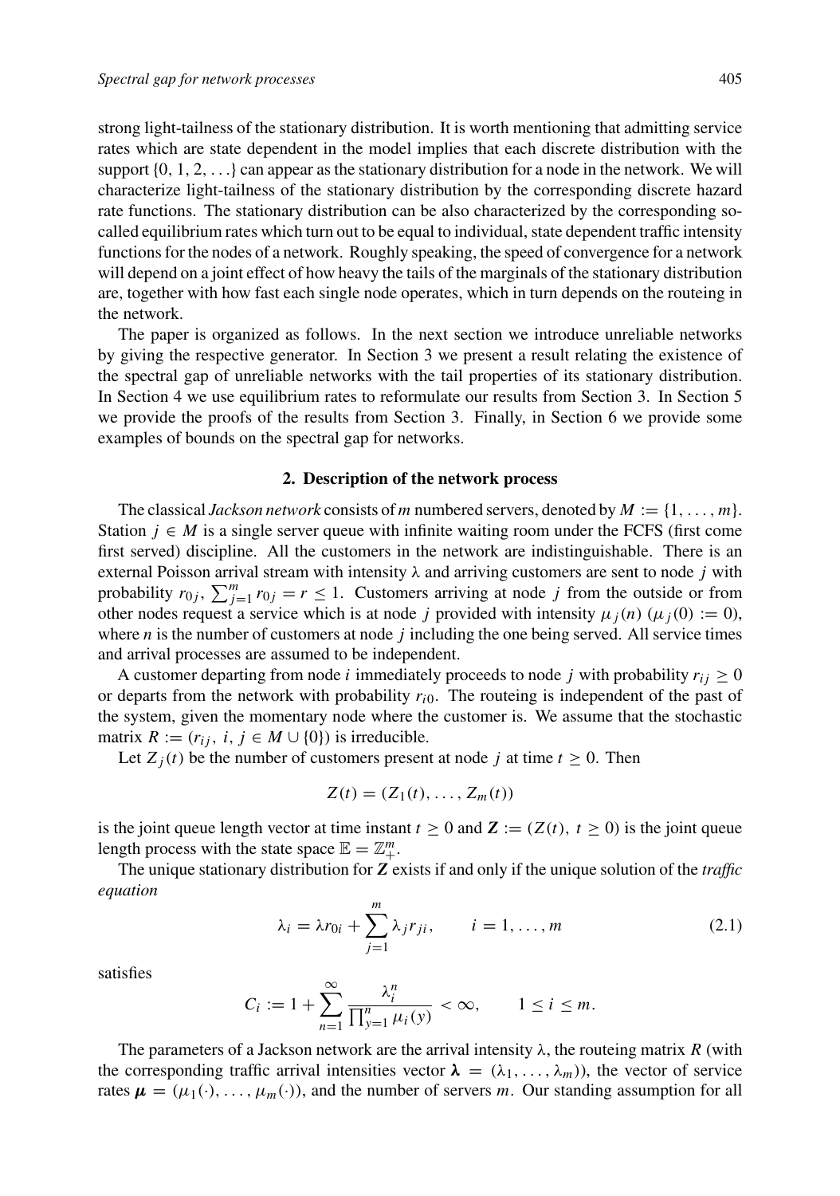strong light-tailness of the stationary distribution. It is worth mentioning that admitting service rates which are state dependent in the model implies that each discrete distribution with the support $\{0, 1, 2, \ldots\}$ can appear as the stationary distribution for a node in the network. We will characterize light-tailness of the stationary distribution by the corresponding discrete hazard rate functions. The stationary distribution can be also characterized by the corresponding so-called equilibrium rates which turn out to be equal to individual, state dependent traffic intensity functions for the nodes of a network. Roughly speaking, the speed of convergence for a network will depend on a joint effect of how heavy the tails of the marginals of the stationary distribution are, together with how fast each single node operates, which in turn depends on the routeing in the network.

The paper is organized as follows. In the next section we introduce unreliable networks by giving the respective generator. In Section 3 we present a result relating the existence of the spectral gap of unreliable networks with the tail properties of its stationary distribution. In Section 4 we use equilibrium rates to reformulate our results from Section 3. In Section 5 we provide the proofs of the results from Section 3. Finally, in Section 6 we provide some examples of bounds on the spectral gap for networks.

## 2. Description of the network process

The classical *Jackson network* consists of $m$ numbered servers, denoted by $M := \{1, \ldots, m\}$. Station $j \in M$ is a single server queue with infinite waiting room under the FCFS (first come first served) discipline. All the customers in the network are indistinguishable. There is an external Poisson arrival stream with intensity $\lambda$ and arriving customers are sent to node $j$ with probability $r_{0j}$, $\sum_{j=1}^{m} r_{0j} = r \leq 1$. Customers arriving at node $j$ from the outside or from other nodes request a service which is at node $j$ provided with intensity $\mu_j(n)$ ($\mu_j(0) := 0$), where $n$ is the number of customers at node $j$ including the one being served. All service times and arrival processes are assumed to be independent.

A customer departing from node $i$ immediately proceeds to node $j$ with probability $r_{ij} \geq 0$ or departs from the network with probability $r_{i0}$. The routeing is independent of the past of the system, given the momentary node where the customer is. We assume that the stochastic matrix $R := (r_{ij},\ i, j \in M \cup \{0\})$ is irreducible.

Let $Z_j(t)$ be the number of customers present at node $j$ at time $t \geq 0$. Then

$$Z(t) = (Z_1(t), \ldots, Z_m(t))$$

is the joint queue length vector at time instant $t \geq 0$ and $\mathbf{Z} := (Z(t),\ t \geq 0)$ is the joint queue length process with the state space $\mathbb{E} = \mathbb{Z}_+^m$.

The unique stationary distribution for $\mathbf{Z}$ exists if and only if the unique solution of the *traffic equation*

$$\lambda_i = \lambda r_{0i} + \sum_{j=1}^{m} \lambda_j r_{ji}, \qquad i = 1, \ldots, m \tag{2.1}$$

satisfies

$$C_i := 1 + \sum_{n=1}^{\infty} \frac{\lambda_i^n}{\prod_{y=1}^{n} \mu_i(y)} < \infty, \qquad 1 \leq i \leq m.$$

The parameters of a Jackson network are the arrival intensity $\lambda$, the routeing matrix $R$ (with the corresponding traffic arrival intensities vector $\boldsymbol{\lambda} = (\lambda_1, \ldots, \lambda_m)$), the vector of service rates $\boldsymbol{\mu} = (\mu_1(\cdot), \ldots, \mu_m(\cdot))$, and the number of servers $m$. Our standing assumption for all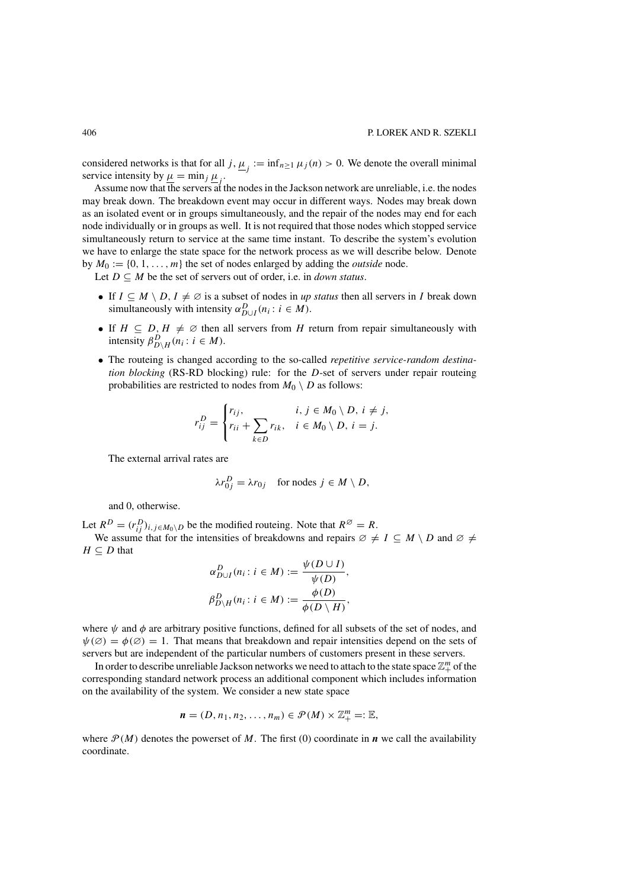considered networks is that for all $j$, $\underline{\mu}_j := \inf_{n \geq 1} \mu_j(n) > 0$. We denote the overall minimal service intensity by $\underline{\mu} = \min_j \underline{\mu}_j$.

Assume now that the servers at the nodes in the Jackson network are unreliable, i.e. the nodes may break down. The breakdown event may occur in different ways. Nodes may break down as an isolated event or in groups simultaneously, and the repair of the nodes may end for each node individually or in groups as well. It is not required that those nodes which stopped service simultaneously return to service at the same time instant. To describe the system's evolution we have to enlarge the state space for the network process as we will describe below. Denote by $M_0 := \{0, 1, \ldots, m\}$ the set of nodes enlarged by adding the *outside* node.

Let $D \subseteq M$ be the set of servers out of order, i.e. in *down status*.

- If $I \subseteq M \setminus D$, $I \neq \varnothing$ is a subset of nodes in *up status* then all servers in $I$ break down simultaneously with intensity $\alpha^D_{D \cup I}(n_i : i \in M)$.
- If $H \subseteq D$, $H \neq \varnothing$ then all servers from $H$ return from repair simultaneously with intensity $\beta^D_{D \setminus H}(n_i : i \in M)$.
- The routeing is changed according to the so-called *repetitive service-random destination blocking* (RS-RD blocking) rule: for the $D$-set of servers under repair routeing probabilities are restricted to nodes from $M_0 \setminus D$ as follows:

$$r^D_{ij} = \begin{cases} r_{ij}, & i, j \in M_0 \setminus D,\ i \neq j, \\ r_{ii} + \sum\limits_{k \in D} r_{ik}, & i \in M_0 \setminus D,\ i = j. \end{cases}$$

  The external arrival rates are

$$\lambda r^D_{0j} = \lambda r_{0j} \quad \text{for nodes } j \in M \setminus D,$$

  and 0, otherwise.

Let $R^D = (r^D_{ij})_{i,j \in M_0 \setminus D}$ be the modified routeing. Note that $R^{\varnothing} = R$.

We assume that for the intensities of breakdowns and repairs $\varnothing \neq I \subseteq M \setminus D$ and $\varnothing \neq H \subseteq D$ that

$$\alpha^D_{D \cup I}(n_i : i \in M) := \frac{\psi(D \cup I)}{\psi(D)},$$

$$\beta^D_{D \setminus H}(n_i : i \in M) := \frac{\phi(D)}{\phi(D \setminus H)},$$

where $\psi$ and $\phi$ are arbitrary positive functions, defined for all subsets of the set of nodes, and $\psi(\varnothing) = \phi(\varnothing) = 1$. That means that breakdown and repair intensities depend on the sets of servers but are independent of the particular numbers of customers present in these servers.

In order to describe unreliable Jackson networks we need to attach to the state space $\mathbb{Z}^m_+$ of the corresponding standard network process an additional component which includes information on the availability of the system. We consider a new state space

$$\boldsymbol{n} = (D, n_1, n_2, \ldots, n_m) \in \mathcal{P}(M) \times \mathbb{Z}^m_+ =: \mathbb{E},$$

where $\mathcal{P}(M)$ denotes the powerset of $M$. The first (0) coordinate in $\boldsymbol{n}$ we call the availability coordinate.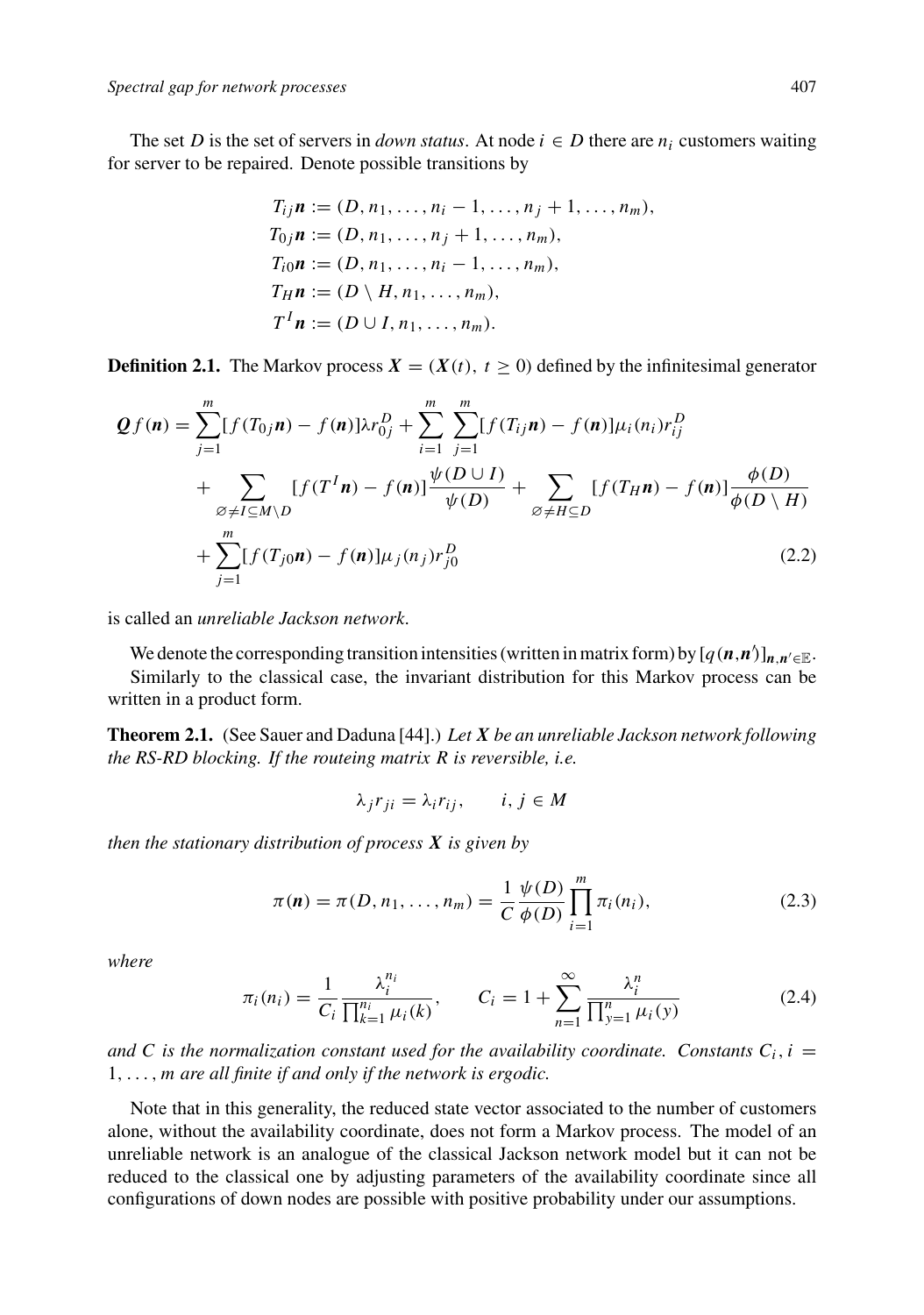The set $D$ is the set of servers in *down status*. At node $i \in D$ there are $n_i$ customers waiting for server to be repaired. Denote possible transitions by

$$
\begin{aligned}
T_{ij}\boldsymbol{n} &:= (D, n_1, \ldots, n_i - 1, \ldots, n_j + 1, \ldots, n_m),\\
T_{0j}\boldsymbol{n} &:= (D, n_1, \ldots, n_j + 1, \ldots, n_m),\\
T_{i0}\boldsymbol{n} &:= (D, n_1, \ldots, n_i - 1, \ldots, n_m),\\
T_H\boldsymbol{n} &:= (D \setminus H, n_1, \ldots, n_m),\\
T^I\boldsymbol{n} &:= (D \cup I, n_1, \ldots, n_m).
\end{aligned}
$$

**Definition 2.1.** The Markov process $\boldsymbol{X} = (\boldsymbol{X}(t),\ t \geq 0)$ defined by the infinitesimal generator

$$
\begin{aligned}
\boldsymbol{Q} f(\boldsymbol{n}) = {} & \sum_{j=1}^{m} [f(T_{0j}\boldsymbol{n}) - f(\boldsymbol{n})]\lambda r_{0j}^{D} + \sum_{i=1}^{m}\sum_{j=1}^{m}[f(T_{ij}\boldsymbol{n}) - f(\boldsymbol{n})]\mu_i(n_i) r_{ij}^{D}\\
& + \sum_{\varnothing \neq I \subseteq M\setminus D} [f(T^I\boldsymbol{n}) - f(\boldsymbol{n})]\frac{\psi(D\cup I)}{\psi(D)} + \sum_{\varnothing \neq H \subseteq D}[f(T_H\boldsymbol{n}) - f(\boldsymbol{n})]\frac{\phi(D)}{\phi(D\setminus H)}\\
& + \sum_{j=1}^{m}[f(T_{j0}\boldsymbol{n}) - f(\boldsymbol{n})]\mu_j(n_j) r_{j0}^{D}
\end{aligned}
\tag{2.2}
$$

is called an *unreliable Jackson network*.

We denote the corresponding transition intensities (written in matrix form) by $[q(\boldsymbol{n},\boldsymbol{n}')]_{\boldsymbol{n},\boldsymbol{n}'\in\mathbb{E}}$.

Similarly to the classical case, the invariant distribution for this Markov process can be written in a product form.

**Theorem 2.1.** (See Sauer and Daduna [44].) *Let $\boldsymbol{X}$ be an unreliable Jackson network following the RS-RD blocking. If the routeing matrix $R$ is reversible, i.e.*

$$
\lambda_j r_{ji} = \lambda_i r_{ij}, \qquad i, j \in M
$$

*then the stationary distribution of process $\boldsymbol{X}$ is given by*

$$
\pi(\boldsymbol{n}) = \pi(D, n_1, \ldots, n_m) = \frac{1}{C}\frac{\psi(D)}{\phi(D)}\prod_{i=1}^{m}\pi_i(n_i),
\tag{2.3}
$$

*where*

$$
\pi_i(n_i) = \frac{1}{C_i}\frac{\lambda_i^{n_i}}{\prod_{k=1}^{n_i}\mu_i(k)}, \qquad C_i = 1 + \sum_{n=1}^{\infty}\frac{\lambda_i^{n}}{\prod_{y=1}^{n}\mu_i(y)}
\tag{2.4}
$$

*and $C$ is the normalization constant used for the availability coordinate. Constants $C_i$, $i = 1, \ldots, m$ are all finite if and only if the network is ergodic.*

Note that in this generality, the reduced state vector associated to the number of customers alone, without the availability coordinate, does not form a Markov process. The model of an unreliable network is an analogue of the classical Jackson network model but it can not be reduced to the classical one by adjusting parameters of the availability coordinate since all configurations of down nodes are possible with positive probability under our assumptions.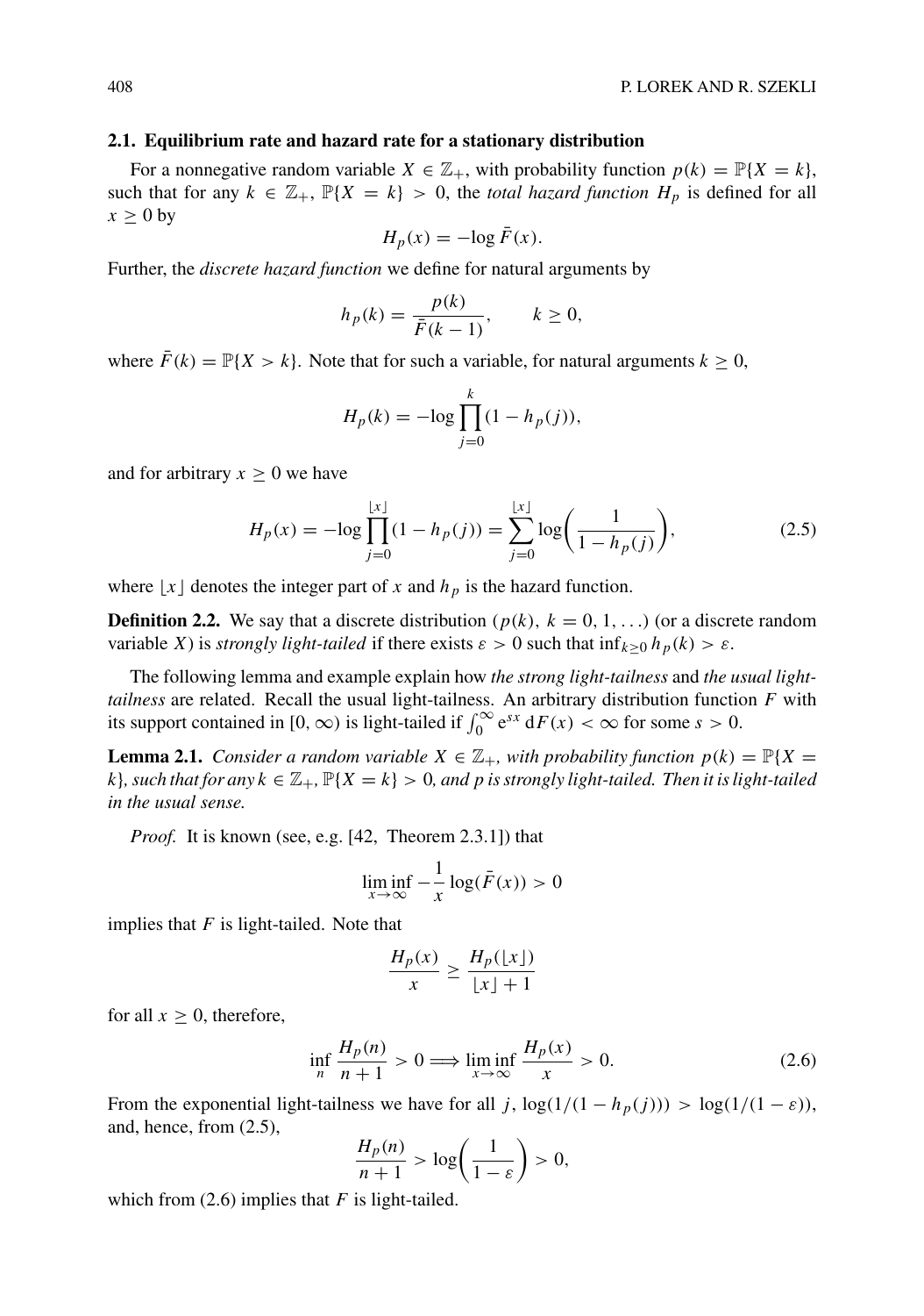### 2.1. Equilibrium rate and hazard rate for a stationary distribution

For a nonnegative random variable $X \in \mathbb{Z}_+$, with probability function $p(k) = \mathbb{P}\{X = k\}$, such that for any $k \in \mathbb{Z}_+$, $\mathbb{P}\{X = k\} > 0$, the *total hazard function* $H_p$ is defined for all $x \geq 0$ by

$$H_p(x) = -\log \bar{F}(x).$$

Further, the *discrete hazard function* we define for natural arguments by

$$h_p(k) = \frac{p(k)}{\bar{F}(k-1)}, \qquad k \geq 0,$$

where $\bar{F}(k) = \mathbb{P}\{X > k\}$. Note that for such a variable, for natural arguments $k \geq 0$,

$$H_p(k) = -\log \prod_{j=0}^{k} (1 - h_p(j)),$$

and for arbitrary $x \geq 0$ we have

$$H_p(x) = -\log \prod_{j=0}^{\lfloor x \rfloor} (1 - h_p(j)) = \sum_{j=0}^{\lfloor x \rfloor} \log\left(\frac{1}{1 - h_p(j)}\right), \tag{2.5}$$

where $\lfloor x \rfloor$ denotes the integer part of $x$ and $h_p$ is the hazard function.

**Definition 2.2.** We say that a discrete distribution $(p(k),\ k = 0, 1, \ldots)$ (or a discrete random variable $X$) is *strongly light-tailed* if there exists $\varepsilon > 0$ such that $\inf_{k \geq 0} h_p(k) > \varepsilon$.

The following lemma and example explain how *the strong light-tailness* and *the usual light-tailness* are related. Recall the usual light-tailness. An arbitrary distribution function $F$ with its support contained in $[0, \infty)$ is light-tailed if $\int_0^\infty \mathrm{e}^{sx}\, \mathrm{d}F(x) < \infty$ for some $s > 0$.

**Lemma 2.1.** *Consider a random variable $X \in \mathbb{Z}_+$, with probability function $p(k) = \mathbb{P}\{X = k\}$, such that for any $k \in \mathbb{Z}_+$, $\mathbb{P}\{X = k\} > 0$, and $p$ is strongly light-tailed. Then it is light-tailed in the usual sense.*

*Proof.* It is known (see, e.g. [42, Theorem 2.3.1]) that

$$\liminf_{x \to \infty} -\frac{1}{x} \log(\bar{F}(x)) > 0$$

implies that $F$ is light-tailed. Note that

$$\frac{H_p(x)}{x} \geq \frac{H_p(\lfloor x \rfloor)}{\lfloor x \rfloor + 1}$$

for all $x \geq 0$, therefore,

$$\inf_n \frac{H_p(n)}{n+1} > 0 \Longrightarrow \liminf_{x \to \infty} \frac{H_p(x)}{x} > 0. \tag{2.6}$$

From the exponential light-tailness we have for all $j$, $\log(1/(1 - h_p(j))) > \log(1/(1 - \varepsilon))$, and, hence, from (2.5),

$$\frac{H_p(n)}{n+1} > \log\left(\frac{1}{1 - \varepsilon}\right) > 0,$$

which from (2.6) implies that $F$ is light-tailed.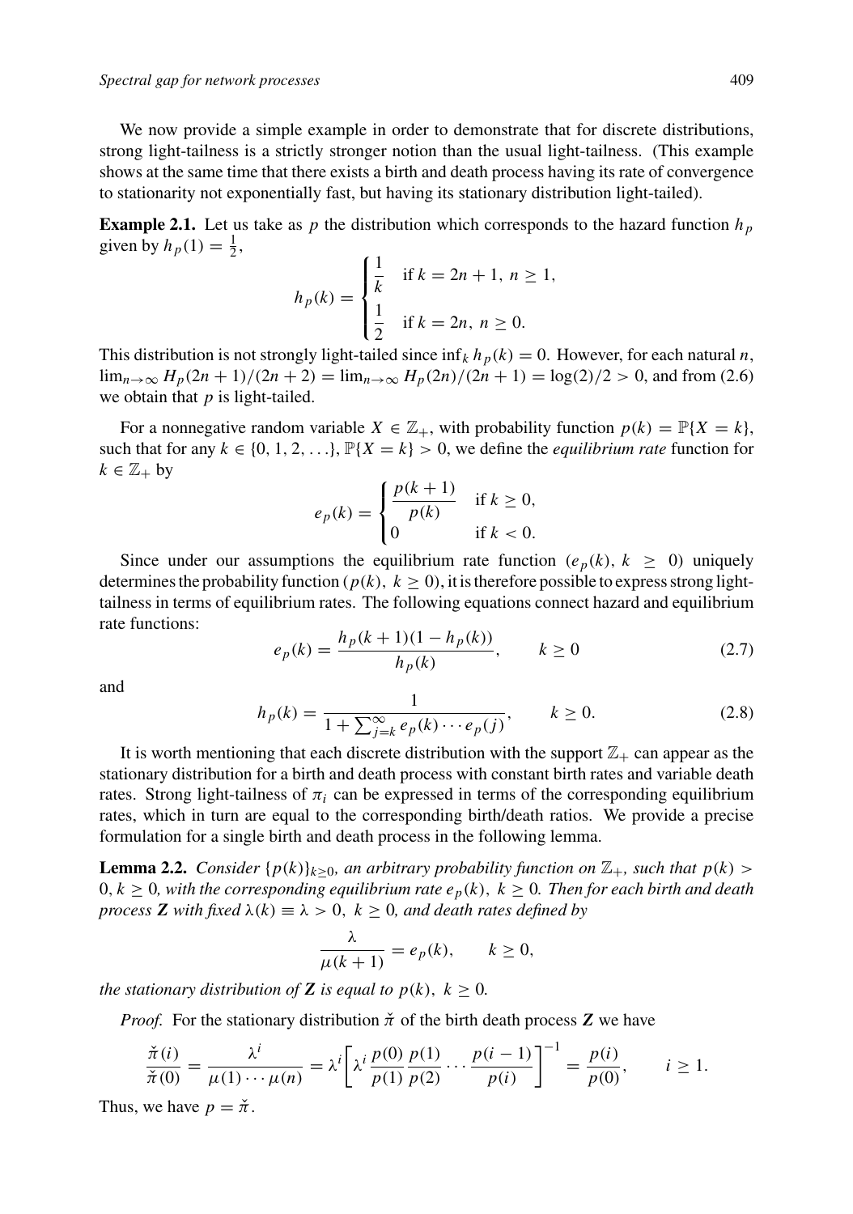We now provide a simple example in order to demonstrate that for discrete distributions, strong light-tailness is a strictly stronger notion than the usual light-tailness. (This example shows at the same time that there exists a birth and death process having its rate of convergence to stationarity not exponentially fast, but having its stationary distribution light-tailed).

**Example 2.1.** Let us take as $p$ the distribution which corresponds to the hazard function $h_p$ given by $h_p(1) = \frac{1}{2}$,

$$h_p(k) = \begin{cases} \dfrac{1}{k} & \text{if } k = 2n+1,\ n \geq 1, \\ \dfrac{1}{2} & \text{if } k = 2n,\ n \geq 0. \end{cases}$$

This distribution is not strongly light-tailed since $\inf_k h_p(k) = 0$. However, for each natural $n$, $\lim_{n\to\infty} H_p(2n+1)/(2n+2) = \lim_{n\to\infty} H_p(2n)/(2n+1) = \log(2)/2 > 0$, and from (2.6) we obtain that $p$ is light-tailed.

For a nonnegative random variable $X \in \mathbb{Z}_+$, with probability function $p(k) = \mathbb{P}\{X = k\}$, such that for any $k \in \{0, 1, 2, \ldots\}$, $\mathbb{P}\{X = k\} > 0$, we define the *equilibrium rate* function for $k \in \mathbb{Z}_+$ by

$$e_p(k) = \begin{cases} \dfrac{p(k+1)}{p(k)} & \text{if } k \geq 0, \\ 0 & \text{if } k < 0. \end{cases}$$

Since under our assumptions the equilibrium rate function $(e_p(k),\ k \geq 0)$ uniquely determines the probability function $(p(k),\ k \geq 0)$, it is therefore possible to express strong light-tailness in terms of equilibrium rates. The following equations connect hazard and equilibrium rate functions:

$$e_p(k) = \frac{h_p(k+1)(1 - h_p(k))}{h_p(k)}, \qquad k \geq 0 \tag{2.7}$$

and

$$h_p(k) = \frac{1}{1 + \sum_{j=k}^{\infty} e_p(k) \cdots e_p(j)}, \qquad k \geq 0. \tag{2.8}$$

It is worth mentioning that each discrete distribution with the support $\mathbb{Z}_+$ can appear as the stationary distribution for a birth and death process with constant birth rates and variable death rates. Strong light-tailness of $\pi_i$ can be expressed in terms of the corresponding equilibrium rates, which in turn are equal to the corresponding birth/death ratios. We provide a precise formulation for a single birth and death process in the following lemma.

**Lemma 2.2.** *Consider $\{p(k)\}_{k\geq 0}$, an arbitrary probability function on $\mathbb{Z}_+$, such that $p(k) > 0$, $k \geq 0$, with the corresponding equilibrium rate $e_p(k)$, $k \geq 0$. Then for each birth and death process $\mathbf{Z}$ with fixed $\lambda(k) \equiv \lambda > 0$, $k \geq 0$, and death rates defined by*

$$\frac{\lambda}{\mu(k+1)} = e_p(k), \qquad k \geq 0,$$

*the stationary distribution of $\mathbf{Z}$ is equal to $p(k)$, $k \geq 0$.*

*Proof.* For the stationary distribution $\breve{\pi}$ of the birth death process $\mathbf{Z}$ we have

$$\frac{\breve{\pi}(i)}{\breve{\pi}(0)} = \frac{\lambda^i}{\mu(1)\cdots\mu(n)} = \lambda^i \left[\lambda^i \frac{p(0)}{p(1)} \frac{p(1)}{p(2)} \cdots \frac{p(i-1)}{p(i)}\right]^{-1} = \frac{p(i)}{p(0)}, \qquad i \geq 1.$$

Thus, we have $p = \breve{\pi}$.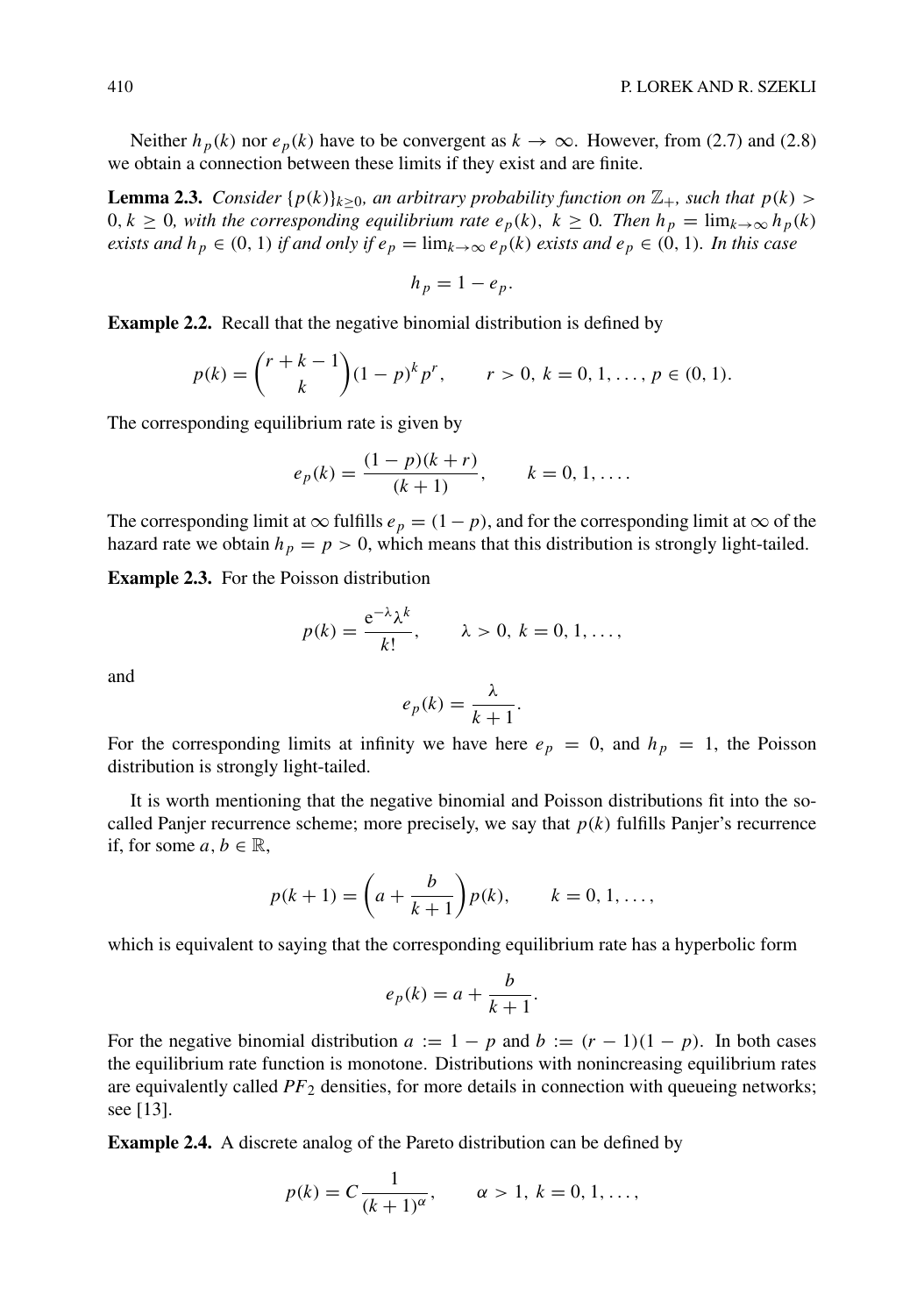Neither $h_p(k)$ nor $e_p(k)$ have to be convergent as $k \to \infty$. However, from (2.7) and (2.8) we obtain a connection between these limits if they exist and are finite.

**Lemma 2.3.** *Consider $\{p(k)\}_{k\geq 0}$, an arbitrary probability function on $\mathbb{Z}_+$, such that $p(k) > 0$, $k \geq 0$, with the corresponding equilibrium rate $e_p(k)$, $k \geq 0$. Then $h_p = \lim_{k\to\infty} h_p(k)$ exists and $h_p \in (0,1)$ if and only if $e_p = \lim_{k\to\infty} e_p(k)$ exists and $e_p \in (0,1)$. In this case*

$$h_p = 1 - e_p.$$

**Example 2.2.** Recall that the negative binomial distribution is defined by

$$p(k) = \binom{r+k-1}{k}(1-p)^k p^r, \qquad r > 0,\ k = 0, 1, \ldots, p \in (0,1).$$

The corresponding equilibrium rate is given by

$$e_p(k) = \frac{(1-p)(k+r)}{(k+1)}, \qquad k = 0, 1, \ldots.$$

The corresponding limit at $\infty$ fulfills $e_p = (1-p)$, and for the corresponding limit at $\infty$ of the hazard rate we obtain $h_p = p > 0$, which means that this distribution is strongly light-tailed.

**Example 2.3.** For the Poisson distribution

$$p(k) = \frac{\mathrm{e}^{-\lambda}\lambda^k}{k!}, \qquad \lambda > 0,\ k = 0, 1, \ldots,$$

and

$$e_p(k) = \frac{\lambda}{k+1}.$$

For the corresponding limits at infinity we have here $e_p = 0$, and $h_p = 1$, the Poisson distribution is strongly light-tailed.

It is worth mentioning that the negative binomial and Poisson distributions fit into the so-called Panjer recurrence scheme; more precisely, we say that $p(k)$ fulfills Panjer's recurrence if, for some $a, b \in \mathbb{R}$,

$$p(k+1) = \left(a + \frac{b}{k+1}\right)p(k), \qquad k = 0, 1, \ldots,$$

which is equivalent to saying that the corresponding equilibrium rate has a hyperbolic form

$$e_p(k) = a + \frac{b}{k+1}.$$

For the negative binomial distribution $a := 1 - p$ and $b := (r-1)(1-p)$. In both cases the equilibrium rate function is monotone. Distributions with nonincreasing equilibrium rates are equivalently called $PF_2$ densities, for more details in connection with queueing networks; see [13].

**Example 2.4.** A discrete analog of the Pareto distribution can be defined by

$$p(k) = C\frac{1}{(k+1)^\alpha}, \qquad \alpha > 1,\ k = 0, 1, \ldots,$$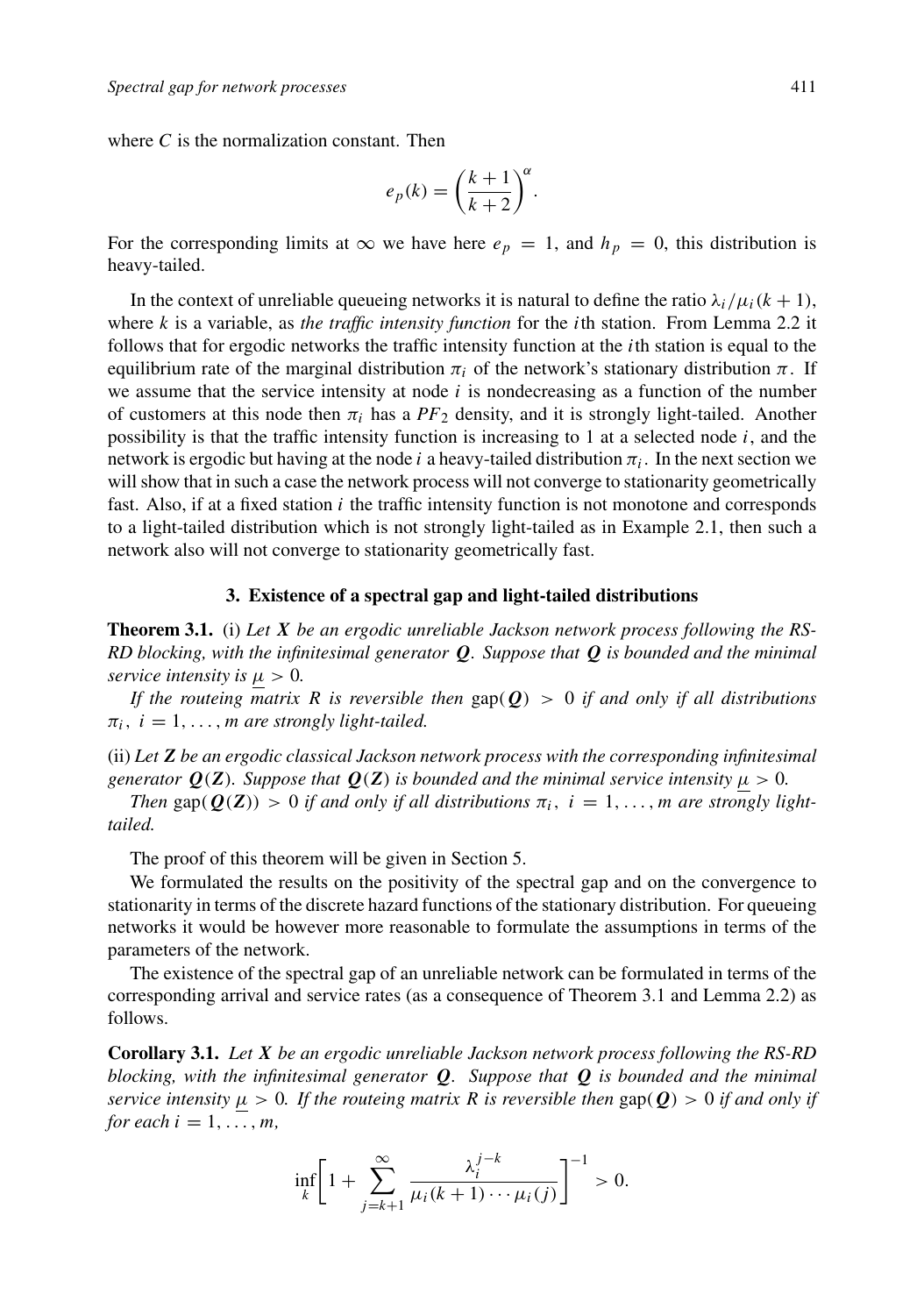where $C$ is the normalization constant. Then

$$e_p(k) = \left(\frac{k+1}{k+2}\right)^{\alpha}.$$

For the corresponding limits at $\infty$ we have here $e_p = 1$, and $h_p = 0$, this distribution is heavy-tailed.

In the context of unreliable queueing networks it is natural to define the ratio $\lambda_i/\mu_i(k+1)$, where $k$ is a variable, as *the traffic intensity function* for the $i$th station. From Lemma 2.2 it follows that for ergodic networks the traffic intensity function at the $i$th station is equal to the equilibrium rate of the marginal distribution $\pi_i$ of the network's stationary distribution $\pi$. If we assume that the service intensity at node $i$ is nondecreasing as a function of the number of customers at this node then $\pi_i$ has a $PF_2$ density, and it is strongly light-tailed. Another possibility is that the traffic intensity function is increasing to 1 at a selected node $i$, and the network is ergodic but having at the node $i$ a heavy-tailed distribution $\pi_i$. In the next section we will show that in such a case the network process will not converge to stationarity geometrically fast. Also, if at a fixed station $i$ the traffic intensity function is not monotone and corresponds to a light-tailed distribution which is not strongly light-tailed as in Example 2.1, then such a network also will not converge to stationarity geometrically fast.

## 3. Existence of a spectral gap and light-tailed distributions

**Theorem 3.1.** (i) *Let $\boldsymbol{X}$ be an ergodic unreliable Jackson network process following the RS-RD blocking, with the infinitesimal generator $\boldsymbol{Q}$. Suppose that $\boldsymbol{Q}$ is bounded and the minimal service intensity is $\underline{\mu} > 0$.*

*If the routeing matrix $R$ is reversible then* $\mathrm{gap}(\boldsymbol{Q}) > 0$ *if and only if all distributions $\pi_i,\ i = 1, \ldots, m$ are strongly light-tailed.*

(ii) *Let $\boldsymbol{Z}$ be an ergodic classical Jackson network process with the corresponding infinitesimal generator $\boldsymbol{Q}(\boldsymbol{Z})$. Suppose that $\boldsymbol{Q}(\boldsymbol{Z})$ is bounded and the minimal service intensity $\underline{\mu} > 0$.*

*Then* $\mathrm{gap}(\boldsymbol{Q}(\boldsymbol{Z})) > 0$ *if and only if all distributions $\pi_i,\ i = 1, \ldots, m$ are strongly light-tailed.*

The proof of this theorem will be given in Section 5.

We formulated the results on the positivity of the spectral gap and on the convergence to stationarity in terms of the discrete hazard functions of the stationary distribution. For queueing networks it would be however more reasonable to formulate the assumptions in terms of the parameters of the network.

The existence of the spectral gap of an unreliable network can be formulated in terms of the corresponding arrival and service rates (as a consequence of Theorem 3.1 and Lemma 2.2) as follows.

**Corollary 3.1.** *Let $\boldsymbol{X}$ be an ergodic unreliable Jackson network process following the RS-RD blocking, with the infinitesimal generator $\boldsymbol{Q}$. Suppose that $\boldsymbol{Q}$ is bounded and the minimal service intensity $\underline{\mu} > 0$. If the routeing matrix $R$ is reversible then* $\mathrm{gap}(\boldsymbol{Q}) > 0$ *if and only if for each $i = 1, \ldots, m$,*

$$\inf_k \left[1 + \sum_{j=k+1}^{\infty} \frac{\lambda_i^{j-k}}{\mu_i(k+1)\cdots\mu_i(j)}\right]^{-1} > 0.$$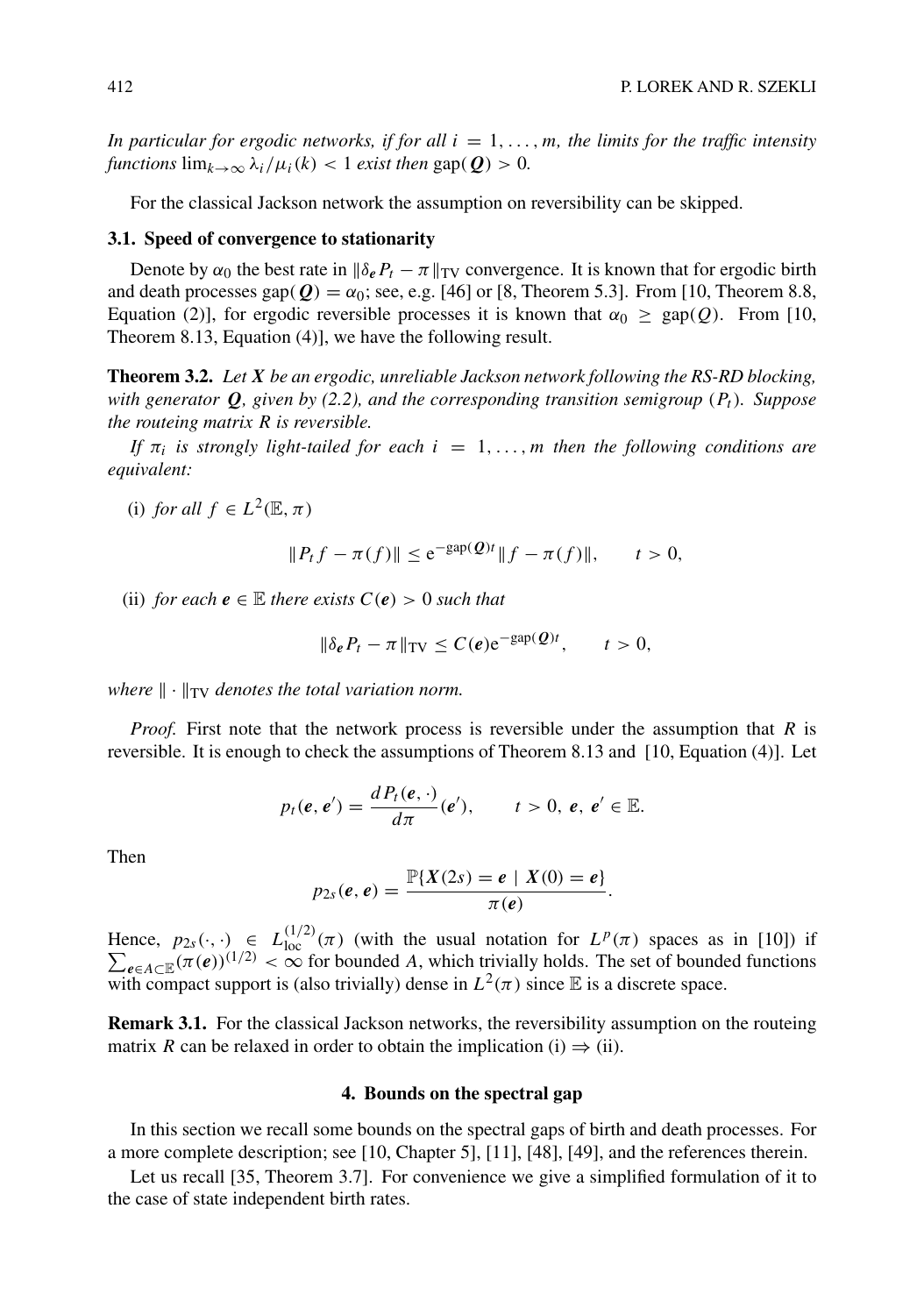*In particular for ergodic networks, if for all $i = 1, \ldots, m$, the limits for the traffic intensity functions* $\lim_{k\to\infty} \lambda_i/\mu_i(k) < 1$ *exist then* $\text{gap}(\boldsymbol{Q}) > 0$.

For the classical Jackson network the assumption on reversibility can be skipped.

### 3.1. Speed of convergence to stationarity

Denote by $\alpha_0$ the best rate in $\|\delta_{\boldsymbol{e}} P_t - \pi\|_{\text{TV}}$ convergence. It is known that for ergodic birth and death processes $\text{gap}(\boldsymbol{Q}) = \alpha_0$; see, e.g. [46] or [8, Theorem 5.3]. From [10, Theorem 8.8, Equation (2)], for ergodic reversible processes it is known that $\alpha_0 \geq \text{gap}(Q)$. From [10, Theorem 8.13, Equation (4)], we have the following result.

**Theorem 3.2.** *Let $\boldsymbol{X}$ be an ergodic, unreliable Jackson network following the RS-RD blocking, with generator $\boldsymbol{Q}$, given by (2.2), and the corresponding transition semigroup $(P_t)$. Suppose the routeing matrix $R$ is reversible.*

*If $\pi_i$ is strongly light-tailed for each $i = 1, \ldots, m$ then the following conditions are equivalent:*

(i) *for all $f \in L^2(\mathbb{E}, \pi)$*

$$\|P_t f - \pi(f)\| \leq \mathrm{e}^{-\text{gap}(\boldsymbol{Q})t} \|f - \pi(f)\|, \qquad t > 0,$$

(ii) *for each $\boldsymbol{e} \in \mathbb{E}$ there exists $C(\boldsymbol{e}) > 0$ such that*

$$\|\delta_{\boldsymbol{e}} P_t - \pi\|_{\text{TV}} \leq C(\boldsymbol{e}) \mathrm{e}^{-\text{gap}(\boldsymbol{Q})t}, \qquad t > 0,$$

*where $\|\cdot\|_{\text{TV}}$ denotes the total variation norm.*

*Proof.* First note that the network process is reversible under the assumption that $R$ is reversible. It is enough to check the assumptions of Theorem 8.13 and [10, Equation (4)]. Let

$$p_t(\boldsymbol{e}, \boldsymbol{e}') = \frac{d P_t(\boldsymbol{e}, \cdot)}{d\pi}(\boldsymbol{e}'), \qquad t > 0,\ \boldsymbol{e},\ \boldsymbol{e}' \in \mathbb{E}.$$

Then

$$p_{2s}(\boldsymbol{e}, \boldsymbol{e}) = \frac{\mathbb{P}\{\boldsymbol{X}(2s) = \boldsymbol{e} \mid \boldsymbol{X}(0) = \boldsymbol{e}\}}{\pi(\boldsymbol{e})}.$$

Hence, $p_{2s}(\cdot, \cdot) \in L^{(1/2)}_{\text{loc}}(\pi)$ (with the usual notation for $L^p(\pi)$ spaces as in [10]) if $\sum_{\boldsymbol{e}\in A\subset\mathbb{E}} (\pi(\boldsymbol{e}))^{(1/2)} < \infty$ for bounded $A$, which trivially holds. The set of bounded functions with compact support is (also trivially) dense in $L^2(\pi)$ since $\mathbb{E}$ is a discrete space.

**Remark 3.1.** For the classical Jackson networks, the reversibility assumption on the routeing matrix $R$ can be relaxed in order to obtain the implication (i) $\Rightarrow$ (ii).

## 4. Bounds on the spectral gap

In this section we recall some bounds on the spectral gaps of birth and death processes. For a more complete description; see [10, Chapter 5], [11], [48], [49], and the references therein.

Let us recall [35, Theorem 3.7]. For convenience we give a simplified formulation of it to the case of state independent birth rates.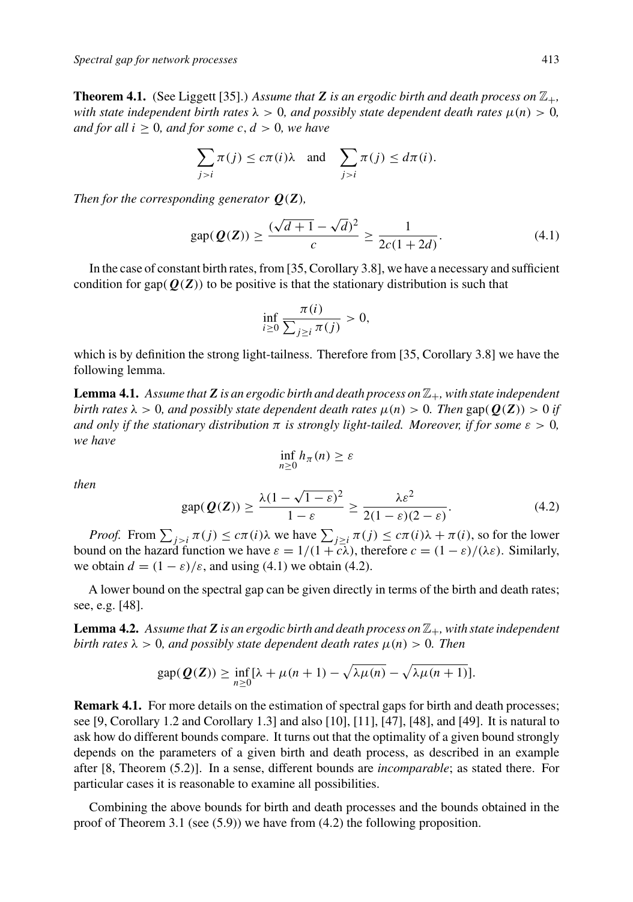**Theorem 4.1.** (See Liggett [35].) *Assume that $\boldsymbol{Z}$ is an ergodic birth and death process on $\mathbb{Z}_+$, with state independent birth rates $\lambda > 0$, and possibly state dependent death rates $\mu(n) > 0$, and for all $i \geq 0$, and for some $c, d > 0$, we have*

$$\sum_{j>i} \pi(j) \leq c\pi(i)\lambda \quad \text{and} \quad \sum_{j>i} \pi(j) \leq d\pi(i).$$

*Then for the corresponding generator $\boldsymbol{Q}(\boldsymbol{Z})$,*

$$\text{gap}(\boldsymbol{Q}(\boldsymbol{Z})) \geq \frac{(\sqrt{d+1} - \sqrt{d})^2}{c} \geq \frac{1}{2c(1+2d)}. \tag{4.1}$$

In the case of constant birth rates, from [35, Corollary 3.8], we have a necessary and sufficient condition for $\text{gap}(\boldsymbol{Q}(\boldsymbol{Z}))$ to be positive is that the stationary distribution is such that

$$\inf_{i \geq 0} \frac{\pi(i)}{\sum_{j \geq i} \pi(j)} > 0,$$

which is by definition the strong light-tailness. Therefore from [35, Corollary 3.8] we have the following lemma.

**Lemma 4.1.** *Assume that $\boldsymbol{Z}$ is an ergodic birth and death process on $\mathbb{Z}_+$, with state independent birth rates $\lambda > 0$, and possibly state dependent death rates $\mu(n) > 0$. Then $\text{gap}(\boldsymbol{Q}(\boldsymbol{Z})) > 0$ if and only if the stationary distribution $\pi$ is strongly light-tailed. Moreover, if for some $\varepsilon > 0$, we have*

$$\inf_{n \geq 0} h_\pi(n) \geq \varepsilon$$

*then*

$$\text{gap}(\boldsymbol{Q}(\boldsymbol{Z})) \geq \frac{\lambda(1 - \sqrt{1-\varepsilon})^2}{1-\varepsilon} \geq \frac{\lambda\varepsilon^2}{2(1-\varepsilon)(2-\varepsilon)}. \tag{4.2}$$

*Proof.* From $\sum_{j>i} \pi(j) \leq c\pi(i)\lambda$ we have $\sum_{j \geq i} \pi(j) \leq c\pi(i)\lambda + \pi(i)$, so for the lower bound on the hazard function we have $\varepsilon = 1/(1 + c\lambda)$, therefore $c = (1-\varepsilon)/(\lambda\varepsilon)$. Similarly, we obtain $d = (1-\varepsilon)/\varepsilon$, and using (4.1) we obtain (4.2).

A lower bound on the spectral gap can be given directly in terms of the birth and death rates; see, e.g. [48].

**Lemma 4.2.** *Assume that $\boldsymbol{Z}$ is an ergodic birth and death process on $\mathbb{Z}_+$, with state independent birth rates $\lambda > 0$, and possibly state dependent death rates $\mu(n) > 0$. Then*

$$\text{gap}(\boldsymbol{Q}(\boldsymbol{Z})) \geq \inf_{n \geq 0} [\lambda + \mu(n+1) - \sqrt{\lambda\mu(n)} - \sqrt{\lambda\mu(n+1)}].$$

**Remark 4.1.** For more details on the estimation of spectral gaps for birth and death processes; see [9, Corollary 1.2 and Corollary 1.3] and also [10], [11], [47], [48], and [49]. It is natural to ask how do different bounds compare. It turns out that the optimality of a given bound strongly depends on the parameters of a given birth and death process, as described in an example after [8, Theorem (5.2)]. In a sense, different bounds are *incomparable*; as stated there. For particular cases it is reasonable to examine all possibilities.

Combining the above bounds for birth and death processes and the bounds obtained in the proof of Theorem 3.1 (see (5.9)) we have from (4.2) the following proposition.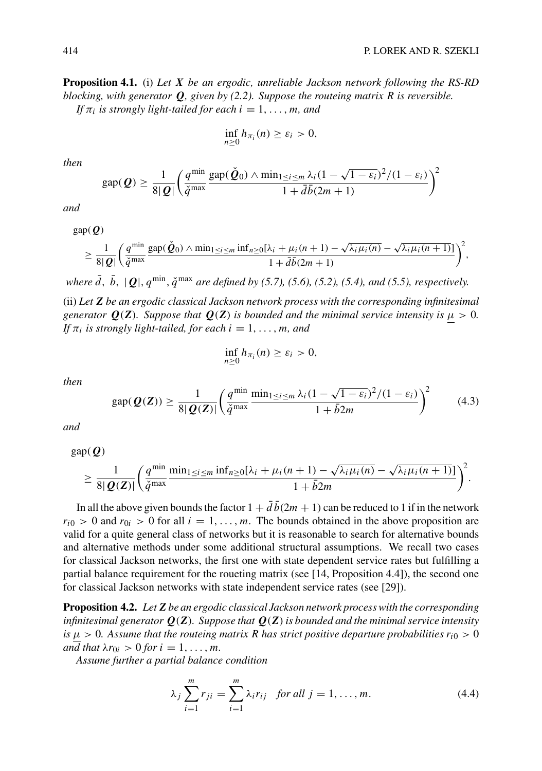**Proposition 4.1.** (i) *Let $\boldsymbol{X}$ be an ergodic, unreliable Jackson network following the RS-RD blocking, with generator $\boldsymbol{Q}$, given by (2.2). Suppose the routeing matrix $R$ is reversible.*

*If $\pi_i$ is strongly light-tailed for each $i = 1, \dots, m$, and*

$$\inf_{n \geq 0} h_{\pi_i}(n) \geq \varepsilon_i > 0,$$

*then*

$$\operatorname{gap}(\boldsymbol{Q}) \geq \frac{1}{8|\boldsymbol{Q}|}\bigg(\frac{q^{\min}}{\breve{q}^{\max}} \frac{\operatorname{gap}(\breve{\boldsymbol{Q}}_0) \wedge \min_{1 \leq i \leq m} \lambda_i (1 - \sqrt{1-\varepsilon_i})^2/(1-\varepsilon_i)}{1 + \bar{d}\bar{b}(2m+1)}\bigg)^2$$

*and*

$$\operatorname{gap}(\boldsymbol{Q}) \geq \frac{1}{8|\boldsymbol{Q}|}\bigg(\frac{q^{\min}}{\breve{q}^{\max}} \frac{\operatorname{gap}(\breve{\boldsymbol{Q}}_0) \wedge \min_{1 \leq i \leq m} \inf_{n \geq 0}[\lambda_i + \mu_i(n+1) - \sqrt{\lambda_i \mu_i(n)} - \sqrt{\lambda_i \mu_i(n+1)}]}{1 + \bar{d}\bar{b}(2m+1)}\bigg)^2,$$

*where $\bar{d}$, $\bar{b}$, $|\boldsymbol{Q}|$, $q^{\min}$, $\breve{q}^{\max}$ are defined by (5.7), (5.6), (5.2), (5.4), and (5.5), respectively.*

(ii) *Let $\mathbf{Z}$ be an ergodic classical Jackson network process with the corresponding infinitesimal generator $\boldsymbol{Q}(\mathbf{Z})$. Suppose that $\boldsymbol{Q}(\mathbf{Z})$ is bounded and the minimal service intensity is $\underline{\mu} > 0$. If $\pi_i$ is strongly light-tailed, for each $i = 1, \dots, m$, and*

$$\inf_{n \geq 0} h_{\pi_i}(n) \geq \varepsilon_i > 0,$$

*then*

$$\operatorname{gap}(\boldsymbol{Q}(\mathbf{Z})) \geq \frac{1}{8|\boldsymbol{Q}(\mathbf{Z})|}\bigg(\frac{q^{\min}}{\breve{q}^{\max}} \frac{\min_{1 \leq i \leq m} \lambda_i (1 - \sqrt{1-\varepsilon_i})^2/(1-\varepsilon_i)}{1 + \bar{b}2m}\bigg)^2 \tag{4.3}$$

*and*

$$\operatorname{gap}(\boldsymbol{Q}) \geq \frac{1}{8|\boldsymbol{Q}(\mathbf{Z})|}\bigg(\frac{q^{\min}}{\breve{q}^{\max}} \frac{\min_{1 \leq i \leq m} \inf_{n \geq 0}[\lambda_i + \mu_i(n+1) - \sqrt{\lambda_i \mu_i(n)} - \sqrt{\lambda_i \mu_i(n+1)}]}{1 + \bar{b}2m}\bigg)^2.$$

In all the above given bounds the factor $1 + \bar{d}\bar{b}(2m+1)$ can be reduced to 1 if in the network $r_{i0} > 0$ and $r_{0i} > 0$ for all $i = 1, \dots, m$. The bounds obtained in the above proposition are valid for a quite general class of networks but it is reasonable to search for alternative bounds and alternative methods under some additional structural assumptions. We recall two cases for classical Jackson networks, the first one with state dependent service rates but fulfilling a partial balance requirement for the roueting matrix (see [14, Proposition 4.4]), the second one for classical Jackson networks with state independent service rates (see [29]).

**Proposition 4.2.** *Let $\mathbf{Z}$ be an ergodic classical Jackson network process with the corresponding infinitesimal generator $\boldsymbol{Q}(\mathbf{Z})$. Suppose that $\boldsymbol{Q}(\mathbf{Z})$ is bounded and the minimal service intensity is $\underline{\mu} > 0$. Assume that the routeing matrix $R$ has strict positive departure probabilities $r_{i0} > 0$ and that $\lambda r_{0i} > 0$ for $i = 1, \dots, m$.*

*Assume further a partial balance condition*

$$\lambda_j \sum_{i=1}^{m} r_{ji} = \sum_{i=1}^{m} \lambda_i r_{ij} \quad \textit{for all } j = 1, \dots, m. \tag{4.4}$$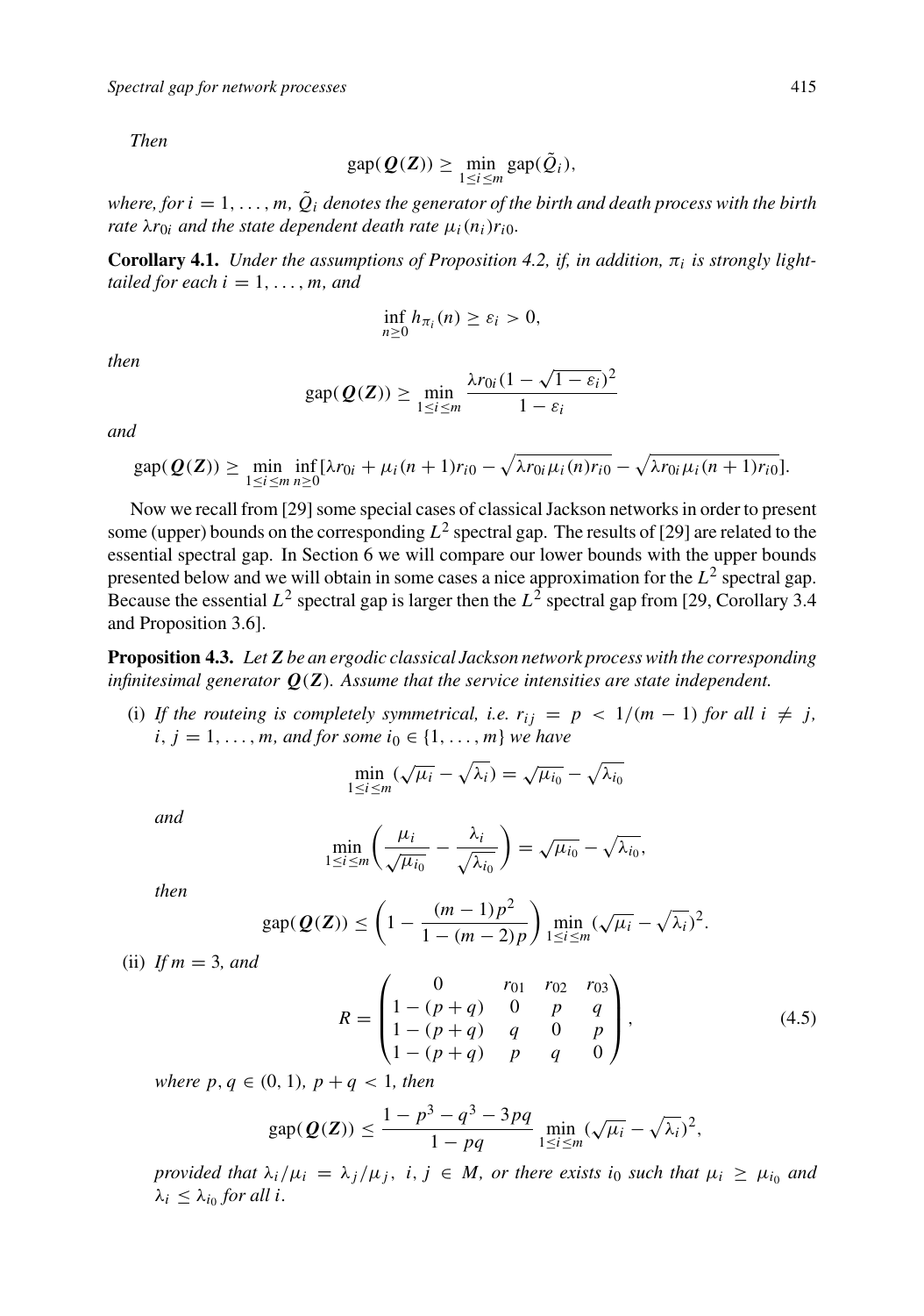*Then*

$$\operatorname{gap}(\boldsymbol{Q}(\boldsymbol{Z})) \geq \min_{1 \leq i \leq m} \operatorname{gap}(\tilde{Q}_i),$$

*where, for $i = 1, \ldots, m$, $\tilde{Q}_i$ denotes the generator of the birth and death process with the birth rate $\lambda r_{0i}$ and the state dependent death rate $\mu_i(n_i) r_{i0}$.*

**Corollary 4.1.** *Under the assumptions of Proposition 4.2, if, in addition, $\pi_i$ is strongly light-tailed for each $i = 1, \ldots, m$, and*

$$\inf_{n \geq 0} h_{\pi_i}(n) \geq \varepsilon_i > 0,$$

*then*

$$\operatorname{gap}(\boldsymbol{Q}(\boldsymbol{Z})) \geq \min_{1 \leq i \leq m} \frac{\lambda r_{0i}(1 - \sqrt{1 - \varepsilon_i})^2}{1 - \varepsilon_i}$$

*and*

$$\operatorname{gap}(\boldsymbol{Q}(\boldsymbol{Z})) \geq \min_{1 \leq i \leq m} \inf_{n \geq 0} [\lambda r_{0i} + \mu_i(n+1) r_{i0} - \sqrt{\lambda r_{0i} \mu_i(n) r_{i0}} - \sqrt{\lambda r_{0i} \mu_i(n+1) r_{i0}}].$$

Now we recall from [29] some special cases of classical Jackson networks in order to present some (upper) bounds on the corresponding $L^2$ spectral gap. The results of [29] are related to the essential spectral gap. In Section 6 we will compare our lower bounds with the upper bounds presented below and we will obtain in some cases a nice approximation for the $L^2$ spectral gap. Because the essential $L^2$ spectral gap is larger then the $L^2$ spectral gap from [29, Corollary 3.4 and Proposition 3.6].

**Proposition 4.3.** *Let $\boldsymbol{Z}$ be an ergodic classical Jackson network process with the corresponding infinitesimal generator $\boldsymbol{Q}(\boldsymbol{Z})$. Assume that the service intensities are state independent.*

(i) *If the routeing is completely symmetrical, i.e. $r_{ij} = p < 1/(m-1)$ for all $i \neq j$, $i, j = 1, \ldots, m$, and for some $i_0 \in \{1, \ldots, m\}$ we have*

$$\min_{1 \leq i \leq m} (\sqrt{\mu_i} - \sqrt{\lambda_i}) = \sqrt{\mu_{i_0}} - \sqrt{\lambda_{i_0}}$$

*and*

$$\min_{1 \leq i \leq m} \left( \frac{\mu_i}{\sqrt{\mu_{i_0}}} - \frac{\lambda_i}{\sqrt{\lambda_{i_0}}} \right) = \sqrt{\mu_{i_0}} - \sqrt{\lambda_{i_0}},$$

*then*

$$\operatorname{gap}(\boldsymbol{Q}(\boldsymbol{Z})) \leq \left( 1 - \frac{(m-1)p^2}{1 - (m-2)p} \right) \min_{1 \leq i \leq m} (\sqrt{\mu_i} - \sqrt{\lambda_i})^2.$$

(ii) *If $m = 3$, and*

$$R = \begin{pmatrix} 0 & r_{01} & r_{02} & r_{03} \\ 1-(p+q) & 0 & p & q \\ 1-(p+q) & q & 0 & p \\ 1-(p+q) & p & q & 0 \end{pmatrix}, \tag{4.5}$$

*where $p, q \in (0, 1)$, $p + q < 1$, then*

$$\operatorname{gap}(\boldsymbol{Q}(\boldsymbol{Z})) \leq \frac{1 - p^3 - q^3 - 3pq}{1 - pq} \min_{1 \leq i \leq m} (\sqrt{\mu_i} - \sqrt{\lambda_i})^2,$$

*provided that $\lambda_i/\mu_i = \lambda_j/\mu_j$, $i, j \in M$, or there exists $i_0$ such that $\mu_i \geq \mu_{i_0}$ and $\lambda_i \leq \lambda_{i_0}$ for all $i$.*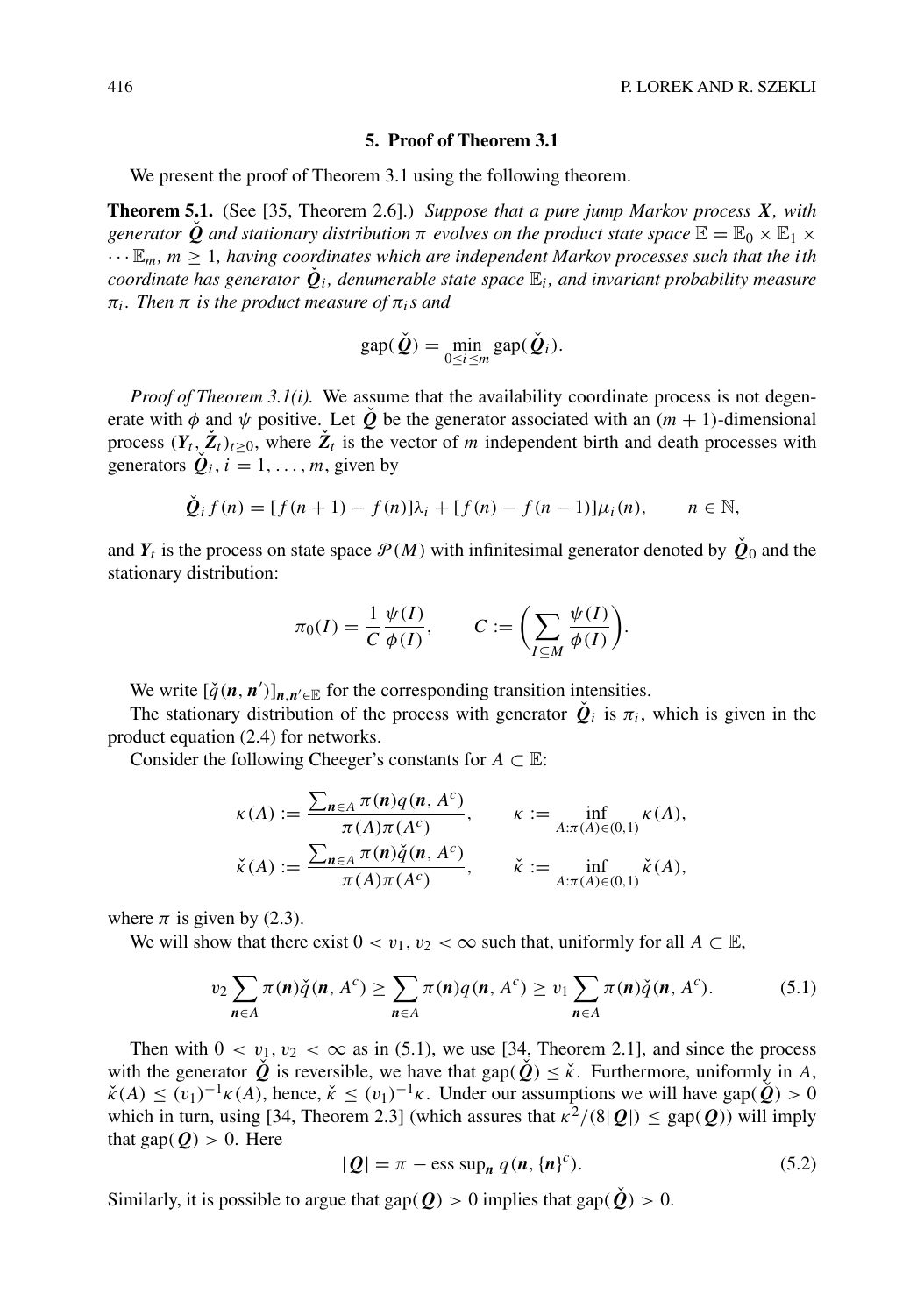## 5. Proof of Theorem 3.1

We present the proof of Theorem 3.1 using the following theorem.

**Theorem 5.1.** (See [35, Theorem 2.6].) *Suppose that a pure jump Markov process $\boldsymbol{X}$, with generator $\check{\boldsymbol{Q}}$ and stationary distribution $\pi$ evolves on the product state space $\mathbb{E} = \mathbb{E}_0 \times \mathbb{E}_1 \times \cdots \mathbb{E}_m$, $m \geq 1$, having coordinates which are independent Markov processes such that the ith coordinate has generator $\check{\boldsymbol{Q}}_i$, denumerable state space $\mathbb{E}_i$, and invariant probability measure $\pi_i$. Then $\pi$ is the product measure of $\pi_i$s and*

$$\operatorname{gap}(\check{\boldsymbol{Q}}) = \min_{0 \leq i \leq m} \operatorname{gap}(\check{\boldsymbol{Q}}_i).$$

*Proof of Theorem 3.1(i).* We assume that the availability coordinate process is not degenerate with $\phi$ and $\psi$ positive. Let $\check{\boldsymbol{Q}}$ be the generator associated with an $(m+1)$-dimensional process $(\boldsymbol{Y}_t, \check{\boldsymbol{Z}}_t)_{t \geq 0}$, where $\check{\boldsymbol{Z}}_t$ is the vector of $m$ independent birth and death processes with generators $\check{\boldsymbol{Q}}_i$, $i = 1, \ldots, m$, given by

$$\check{\boldsymbol{Q}}_i f(n) = [f(n+1) - f(n)]\lambda_i + [f(n) - f(n-1)]\mu_i(n), \qquad n \in \mathbb{N},$$

and $\boldsymbol{Y}_t$ is the process on state space $\mathscr{P}(M)$ with infinitesimal generator denoted by $\check{\boldsymbol{Q}}_0$ and the stationary distribution:

$$\pi_0(I) = \frac{1}{C} \frac{\psi(I)}{\phi(I)}, \qquad C := \left( \sum_{I \subseteq M} \frac{\psi(I)}{\phi(I)} \right).$$

We write $[\check{q}(\boldsymbol{n}, \boldsymbol{n}')]_{\boldsymbol{n}, \boldsymbol{n}' \in \mathbb{E}}$ for the corresponding transition intensities.

The stationary distribution of the process with generator $\check{\boldsymbol{Q}}_i$ is $\pi_i$, which is given in the product equation (2.4) for networks.

Consider the following Cheeger's constants for $A \subset \mathbb{E}$:

$$\kappa(A) := \frac{\sum_{\boldsymbol{n} \in A} \pi(\boldsymbol{n}) q(\boldsymbol{n}, A^c)}{\pi(A)\pi(A^c)}, \qquad \kappa := \inf_{A : \pi(A) \in (0,1)} \kappa(A),$$

$$\check{\kappa}(A) := \frac{\sum_{\boldsymbol{n} \in A} \pi(\boldsymbol{n}) \check{q}(\boldsymbol{n}, A^c)}{\pi(A)\pi(A^c)}, \qquad \check{\kappa} := \inf_{A : \pi(A) \in (0,1)} \check{\kappa}(A),$$

where $\pi$ is given by (2.3).

We will show that there exist $0 < v_1, v_2 < \infty$ such that, uniformly for all $A \subset \mathbb{E}$,

$$v_2 \sum_{\boldsymbol{n} \in A} \pi(\boldsymbol{n}) \check{q}(\boldsymbol{n}, A^c) \geq \sum_{\boldsymbol{n} \in A} \pi(\boldsymbol{n}) q(\boldsymbol{n}, A^c) \geq v_1 \sum_{\boldsymbol{n} \in A} \pi(\boldsymbol{n}) \check{q}(\boldsymbol{n}, A^c). \tag{5.1}$$

Then with $0 < v_1, v_2 < \infty$ as in (5.1), we use [34, Theorem 2.1], and since the process with the generator $\check{\boldsymbol{Q}}$ is reversible, we have that $\operatorname{gap}(\check{\boldsymbol{Q}}) \leq \check{\kappa}$. Furthermore, uniformly in $A$, $\check{\kappa}(A) \leq (v_1)^{-1}\kappa(A)$, hence, $\check{\kappa} \leq (v_1)^{-1}\kappa$. Under our assumptions we will have $\operatorname{gap}(\check{\boldsymbol{Q}}) > 0$ which in turn, using [34, Theorem 2.3] (which assures that $\kappa^2/(8|\boldsymbol{Q}|) \leq \operatorname{gap}(\boldsymbol{Q})$) will imply that $\operatorname{gap}(\boldsymbol{Q}) > 0$. Here

$$|\boldsymbol{Q}| = \pi - \operatorname{ess\,sup}_{\boldsymbol{n}} q(\boldsymbol{n}, \{\boldsymbol{n}\}^c). \tag{5.2}$$

Similarly, it is possible to argue that $\operatorname{gap}(\boldsymbol{Q}) > 0$ implies that $\operatorname{gap}(\check{\boldsymbol{Q}}) > 0$.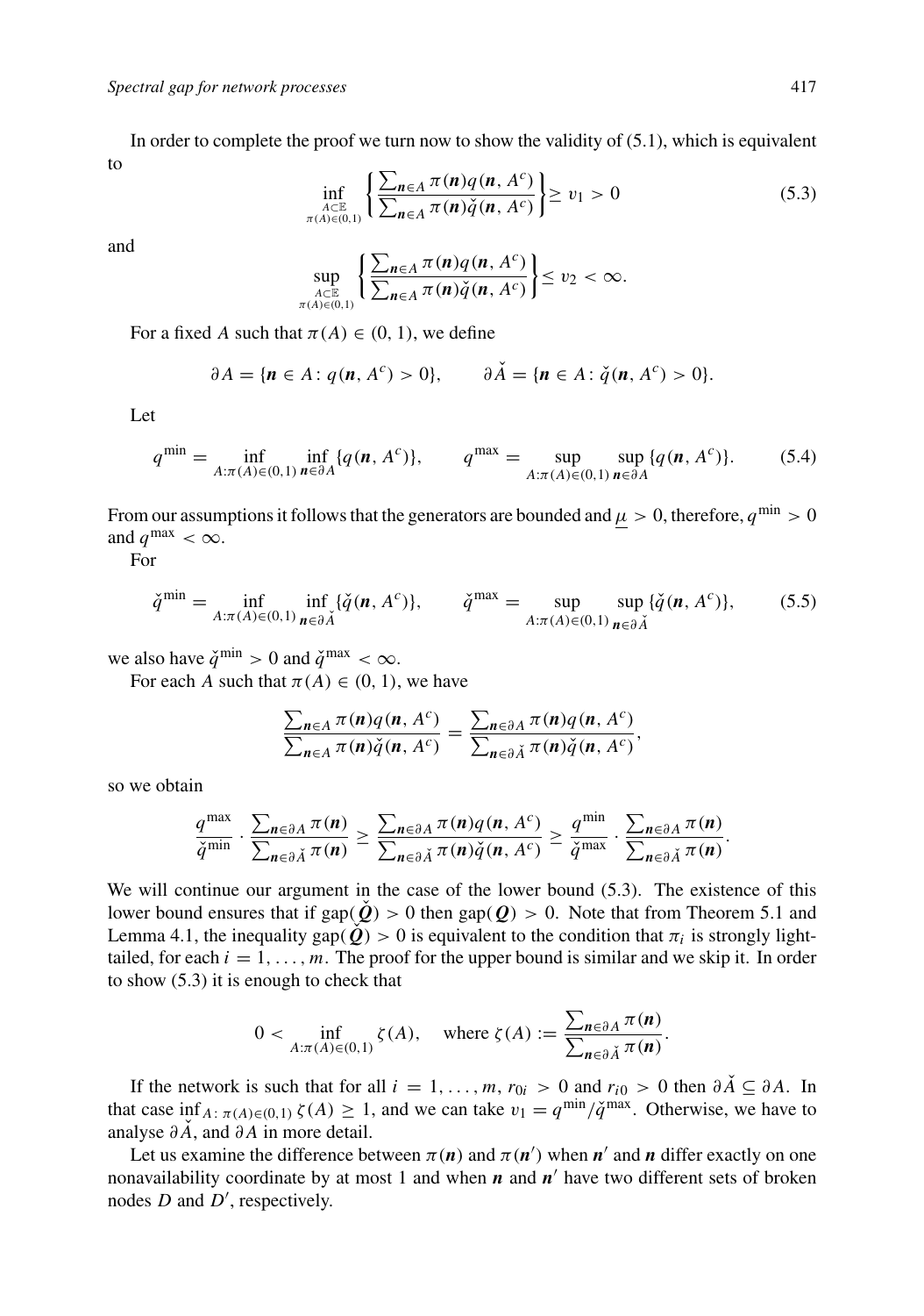In order to complete the proof we turn now to show the validity of (5.1), which is equivalent to

$$\inf_{\substack{A \subset \mathbb{E} \\ \pi(A) \in (0,1)}} \left\{ \frac{\sum_{\boldsymbol{n} \in A} \pi(\boldsymbol{n}) q(\boldsymbol{n}, A^c)}{\sum_{\boldsymbol{n} \in A} \pi(\boldsymbol{n}) \check{q}(\boldsymbol{n}, A^c)} \right\} \geq v_1 > 0 \tag{5.3}$$

and

$$\sup_{\substack{A \subset \mathbb{E} \\ \pi(A) \in (0,1)}} \left\{ \frac{\sum_{\boldsymbol{n} \in A} \pi(\boldsymbol{n}) q(\boldsymbol{n}, A^c)}{\sum_{\boldsymbol{n} \in A} \pi(\boldsymbol{n}) \check{q}(\boldsymbol{n}, A^c)} \right\} \leq v_2 < \infty.$$

For a fixed $A$ such that $\pi(A) \in (0, 1)$, we define

$$\partial A = \{\boldsymbol{n} \in A \colon q(\boldsymbol{n}, A^c) > 0\}, \qquad \partial \check{A} = \{\boldsymbol{n} \in A \colon \check{q}(\boldsymbol{n}, A^c) > 0\}.$$

Let

$$q^{\min} = \inf_{A \colon \pi(A) \in (0,1)} \inf_{\boldsymbol{n} \in \partial A} \{q(\boldsymbol{n}, A^c)\}, \qquad q^{\max} = \sup_{A \colon \pi(A) \in (0,1)} \sup_{\boldsymbol{n} \in \partial A} \{q(\boldsymbol{n}, A^c)\}. \tag{5.4}$$

From our assumptions it follows that the generators are bounded and $\underline{\mu} > 0$, therefore, $q^{\min} > 0$ and $q^{\max} < \infty$.

For

$$\check{q}^{\min} = \inf_{A \colon \pi(A) \in (0,1)} \inf_{\boldsymbol{n} \in \partial \check{A}} \{\check{q}(\boldsymbol{n}, A^c)\}, \qquad \check{q}^{\max} = \sup_{A \colon \pi(A) \in (0,1)} \sup_{\boldsymbol{n} \in \partial \check{A}} \{\check{q}(\boldsymbol{n}, A^c)\}, \tag{5.5}$$

we also have $\check{q}^{\min} > 0$ and $\check{q}^{\max} < \infty$.

For each $A$ such that $\pi(A) \in (0, 1)$, we have

$$\frac{\sum_{\boldsymbol{n} \in A} \pi(\boldsymbol{n}) q(\boldsymbol{n}, A^c)}{\sum_{\boldsymbol{n} \in A} \pi(\boldsymbol{n}) \check{q}(\boldsymbol{n}, A^c)} = \frac{\sum_{\boldsymbol{n} \in \partial A} \pi(\boldsymbol{n}) q(\boldsymbol{n}, A^c)}{\sum_{\boldsymbol{n} \in \partial \check{A}} \pi(\boldsymbol{n}) \check{q}(\boldsymbol{n}, A^c)},$$

so we obtain

$$\frac{q^{\max}}{\check{q}^{\min}} \cdot \frac{\sum_{\boldsymbol{n} \in \partial A} \pi(\boldsymbol{n})}{\sum_{\boldsymbol{n} \in \partial \check{A}} \pi(\boldsymbol{n})} \geq \frac{\sum_{\boldsymbol{n} \in \partial A} \pi(\boldsymbol{n}) q(\boldsymbol{n}, A^c)}{\sum_{\boldsymbol{n} \in \partial \check{A}} \pi(\boldsymbol{n}) \check{q}(\boldsymbol{n}, A^c)} \geq \frac{q^{\min}}{\check{q}^{\max}} \cdot \frac{\sum_{\boldsymbol{n} \in \partial A} \pi(\boldsymbol{n})}{\sum_{\boldsymbol{n} \in \partial \check{A}} \pi(\boldsymbol{n})}.$$

We will continue our argument in the case of the lower bound (5.3). The existence of this lower bound ensures that if $\operatorname{gap}(\check{\boldsymbol{Q}}) > 0$ then $\operatorname{gap}(\boldsymbol{Q}) > 0$. Note that from Theorem 5.1 and Lemma 4.1, the inequality $\operatorname{gap}(\check{\boldsymbol{Q}}) > 0$ is equivalent to the condition that $\pi_i$ is strongly light-tailed, for each $i = 1, \ldots, m$. The proof for the upper bound is similar and we skip it. In order to show (5.3) it is enough to check that

$$0 < \inf_{A \colon \pi(A) \in (0,1)} \zeta(A), \quad \text{where } \zeta(A) := \frac{\sum_{\boldsymbol{n} \in \partial A} \pi(\boldsymbol{n})}{\sum_{\boldsymbol{n} \in \partial \check{A}} \pi(\boldsymbol{n})}.$$

If the network is such that for all $i = 1, \ldots, m$, $r_{0i} > 0$ and $r_{i0} > 0$ then $\partial \check{A} \subseteq \partial A$. In that case $\inf_{A \colon \pi(A) \in (0,1)} \zeta(A) \geq 1$, and we can take $v_1 = q^{\min}/\check{q}^{\max}$. Otherwise, we have to analyse $\partial \check{A}$, and $\partial A$ in more detail.

Let us examine the difference between $\pi(\boldsymbol{n})$ and $\pi(\boldsymbol{n}')$ when $\boldsymbol{n}'$ and $\boldsymbol{n}$ differ exactly on one nonavailability coordinate by at most 1 and when $\boldsymbol{n}$ and $\boldsymbol{n}'$ have two different sets of broken nodes $D$ and $D'$, respectively.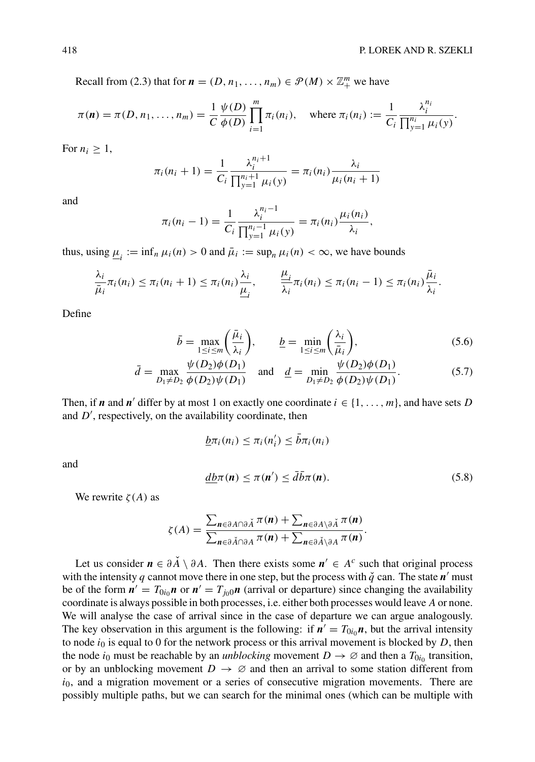Recall from (2.3) that for $\boldsymbol{n} = (D, n_1, \ldots, n_m) \in \mathcal{P}(M) \times \mathbb{Z}_+^m$ we have

$$\pi(\boldsymbol{n}) = \pi(D, n_1, \ldots, n_m) = \frac{1}{C}\frac{\psi(D)}{\phi(D)}\prod_{i=1}^{m}\pi_i(n_i), \quad \text{where } \pi_i(n_i) := \frac{1}{C_i}\frac{\lambda_i^{n_i}}{\prod_{y=1}^{n_i}\mu_i(y)}.$$

For $n_i \geq 1$,

$$\pi_i(n_i+1) = \frac{1}{C_i}\frac{\lambda_i^{n_i+1}}{\prod_{y=1}^{n_i+1}\mu_i(y)} = \pi_i(n_i)\frac{\lambda_i}{\mu_i(n_i+1)}$$

and

$$\pi_i(n_i-1) = \frac{1}{C_i}\frac{\lambda_i^{n_i-1}}{\prod_{y=1}^{n_i-1}\mu_i(y)} = \pi_i(n_i)\frac{\mu_i(n_i)}{\lambda_i},$$

thus, using $\underline{\mu}_i := \inf_n \mu_i(n) > 0$ and $\bar{\mu}_i := \sup_n \mu_i(n) < \infty$, we have bounds

$$\frac{\lambda_i}{\bar{\mu}_i}\pi_i(n_i) \leq \pi_i(n_i+1) \leq \pi_i(n_i)\frac{\lambda_i}{\underline{\mu}_i}, \qquad \frac{\underline{\mu}_i}{\lambda_i}\pi_i(n_i) \leq \pi_i(n_i-1) \leq \pi_i(n_i)\frac{\bar{\mu}_i}{\lambda_i}.$$

Define

$$\bar{b} = \max_{1\leq i\leq m}\left(\frac{\bar{\mu}_i}{\lambda_i}\right), \qquad \underline{b} = \min_{1\leq i\leq m}\left(\frac{\lambda_i}{\bar{\mu}_i}\right), \tag{5.6}$$

$$\bar{d} = \max_{D_1\neq D_2}\frac{\psi(D_2)\phi(D_1)}{\phi(D_2)\psi(D_1)} \quad \text{and} \quad \underline{d} = \min_{D_1\neq D_2}\frac{\psi(D_2)\phi(D_1)}{\phi(D_2)\psi(D_1)}. \tag{5.7}$$

Then, if $\boldsymbol{n}$ and $\boldsymbol{n}'$ differ by at most 1 on exactly one coordinate $i \in \{1, \ldots, m\}$, and have sets $D$ and $D'$, respectively, on the availability coordinate, then

$$\underline{b}\pi_i(n_i) \leq \pi_i(n_i') \leq \bar{b}\pi_i(n_i)$$

and

$$\underline{d}\underline{b}\pi(\boldsymbol{n}) \leq \pi(\boldsymbol{n}') \leq \bar{d}\bar{b}\pi(\boldsymbol{n}). \tag{5.8}$$

We rewrite $\zeta(A)$ as

$$\zeta(A) = \frac{\sum_{\boldsymbol{n}\in\partial A\cap\partial\check{A}}\pi(\boldsymbol{n}) + \sum_{\boldsymbol{n}\in\partial A\setminus\partial\check{A}}\pi(\boldsymbol{n})}{\sum_{\boldsymbol{n}\in\partial\check{A}\cap\partial A}\pi(\boldsymbol{n}) + \sum_{\boldsymbol{n}\in\partial\check{A}\setminus\partial A}\pi(\boldsymbol{n})}.$$

Let us consider $\boldsymbol{n} \in \partial\check{A} \setminus \partial A$. Then there exists some $\boldsymbol{n}' \in A^c$ such that original process with the intensity $q$ cannot move there in one step, but the process with $\check{q}$ can. The state $\boldsymbol{n}'$ must be of the form $\boldsymbol{n}' = T_{0i_0}\boldsymbol{n}$ or $\boldsymbol{n}' = T_{j_00}\boldsymbol{n}$ (arrival or departure) since changing the availability coordinate is always possible in both processes, i.e. either both processes would leave $A$ or none. We will analyse the case of arrival since in the case of departure we can argue analogously. The key observation in this argument is the following: if $\boldsymbol{n}' = T_{0i_0}\boldsymbol{n}$, but the arrival intensity to node $i_0$ is equal to 0 for the network process or this arrival movement is blocked by $D$, then the node $i_0$ must be reachable by an *unblocking* movement $D \to \varnothing$ and then a $T_{0i_0}$ transition, or by an unblocking movement $D \to \varnothing$ and then an arrival to some station different from $i_0$, and a migration movement or a series of consecutive migration movements. There are possibly multiple paths, but we can search for the minimal ones (which can be multiple with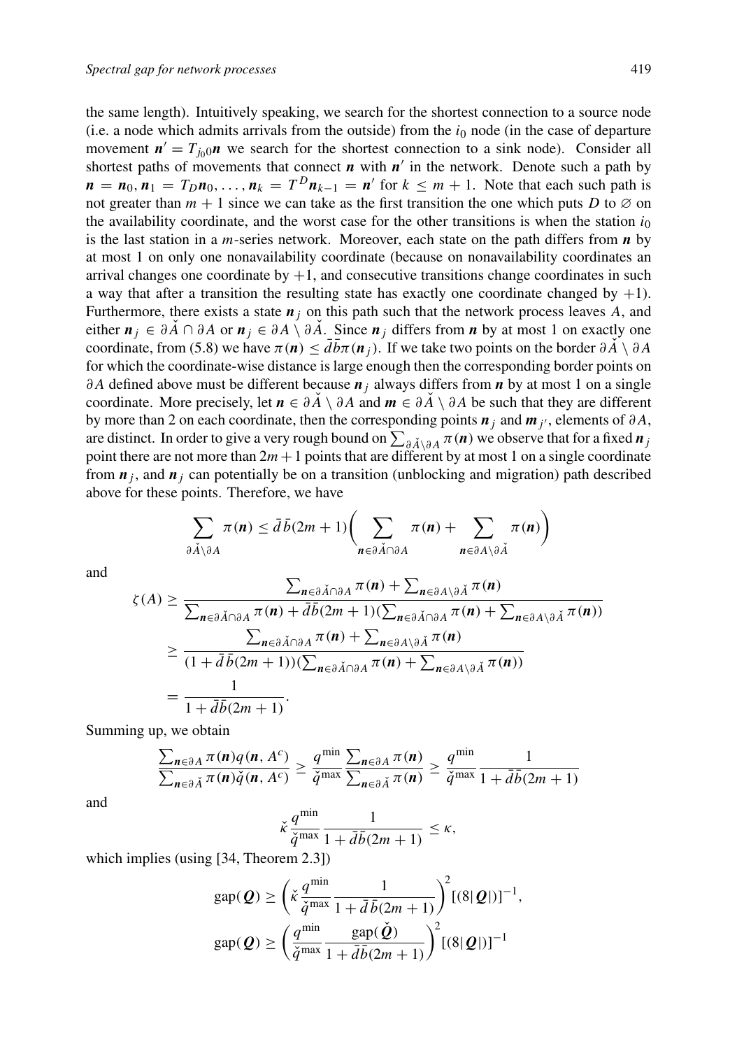the same length). Intuitively speaking, we search for the shortest connection to a source node (i.e. a node which admits arrivals from the outside) from the $i_0$ node (in the case of departure movement $\boldsymbol{n}' = T_{j_0 0}\boldsymbol{n}$ we search for the shortest connection to a sink node). Consider all shortest paths of movements that connect $\boldsymbol{n}$ with $\boldsymbol{n}'$ in the network. Denote such a path by $\boldsymbol{n} = \boldsymbol{n}_0, \boldsymbol{n}_1 = T_D\boldsymbol{n}_0, \ldots, \boldsymbol{n}_k = T^D\boldsymbol{n}_{k-1} = \boldsymbol{n}'$ for $k \leq m+1$. Note that each such path is not greater than $m+1$ since we can take as the first transition the one which puts $D$ to $\varnothing$ on the availability coordinate, and the worst case for the other transitions is when the station $i_0$ is the last station in a $m$-series network. Moreover, each state on the path differs from $\boldsymbol{n}$ by at most 1 on only one nonavailability coordinate (because on nonavailability coordinates an arrival changes one coordinate by $+1$, and consecutive transitions change coordinates in such a way that after a transition the resulting state has exactly one coordinate changed by $+1$). Furthermore, there exists a state $\boldsymbol{n}_j$ on this path such that the network process leaves $A$, and either $\boldsymbol{n}_j \in \partial\check{A} \cap \partial A$ or $\boldsymbol{n}_j \in \partial A \setminus \partial\check{A}$. Since $\boldsymbol{n}_j$ differs from $\boldsymbol{n}$ by at most 1 on exactly one coordinate, from (5.8) we have $\pi(\boldsymbol{n}) \leq \bar{d}\bar{b}\pi(\boldsymbol{n}_j)$. If we take two points on the border $\partial\check{A} \setminus \partial A$ for which the coordinate-wise distance is large enough then the corresponding border points on $\partial A$ defined above must be different because $\boldsymbol{n}_j$ always differs from $\boldsymbol{n}$ by at most 1 on a single coordinate. More precisely, let $\boldsymbol{n} \in \partial\check{A} \setminus \partial A$ and $\boldsymbol{m} \in \partial\check{A} \setminus \partial A$ be such that they are different by more than 2 on each coordinate, then the corresponding points $\boldsymbol{n}_j$ and $\boldsymbol{m}_{j'}$, elements of $\partial A$, are distinct. In order to give a very rough bound on $\sum_{\partial\check{A}\setminus\partial A} \pi(\boldsymbol{n})$ we observe that for a fixed $\boldsymbol{n}_j$ point there are not more than $2m+1$ points that are different by at most 1 on a single coordinate from $\boldsymbol{n}_j$, and $\boldsymbol{n}_j$ can potentially be on a transition (unblocking and migration) path described above for these points. Therefore, we have

$$\sum_{\partial\check{A}\setminus\partial A} \pi(\boldsymbol{n}) \leq \bar{d}\,\bar{b}(2m+1)\bigg(\sum_{\boldsymbol{n}\in\partial\check{A}\cap\partial A} \pi(\boldsymbol{n}) + \sum_{\boldsymbol{n}\in\partial A\setminus\partial\check{A}} \pi(\boldsymbol{n})\bigg)$$

and

$$\begin{aligned}
\zeta(A) &\geq \frac{\sum_{\boldsymbol{n}\in\partial\check{A}\cap\partial A} \pi(\boldsymbol{n}) + \sum_{\boldsymbol{n}\in\partial A\setminus\partial\check{A}} \pi(\boldsymbol{n})}{\sum_{\boldsymbol{n}\in\partial\check{A}\cap\partial A} \pi(\boldsymbol{n}) + \bar{d}\bar{b}(2m+1)(\sum_{\boldsymbol{n}\in\partial\check{A}\cap\partial A} \pi(\boldsymbol{n}) + \sum_{\boldsymbol{n}\in\partial A\setminus\partial\check{A}} \pi(\boldsymbol{n}))} \\
&\geq \frac{\sum_{\boldsymbol{n}\in\partial\check{A}\cap\partial A} \pi(\boldsymbol{n}) + \sum_{\boldsymbol{n}\in\partial A\setminus\partial\check{A}} \pi(\boldsymbol{n})}{(1+\bar{d}\,\bar{b}(2m+1))(\sum_{\boldsymbol{n}\in\partial\check{A}\cap\partial A} \pi(\boldsymbol{n}) + \sum_{\boldsymbol{n}\in\partial A\setminus\partial\check{A}} \pi(\boldsymbol{n}))} \\
&= \frac{1}{1+\bar{d}\bar{b}(2m+1)}.
\end{aligned}$$

Summing up, we obtain

$$\frac{\sum_{\boldsymbol{n}\in\partial A} \pi(\boldsymbol{n}) q(\boldsymbol{n}, A^c)}{\sum_{\boldsymbol{n}\in\partial\check{A}} \pi(\boldsymbol{n}) \check{q}(\boldsymbol{n}, A^c)} \geq \frac{q^{\min}}{\check{q}^{\max}} \frac{\sum_{\boldsymbol{n}\in\partial A} \pi(\boldsymbol{n})}{\sum_{\boldsymbol{n}\in\partial\check{A}} \pi(\boldsymbol{n})} \geq \frac{q^{\min}}{\check{q}^{\max}} \frac{1}{1+\bar{d}\bar{b}(2m+1)}$$

and

$$\check{\kappa}\frac{q^{\min}}{\check{q}^{\max}} \frac{1}{1+\bar{d}\bar{b}(2m+1)} \leq \kappa,$$

which implies (using [34, Theorem 2.3])

$$\begin{aligned}
\operatorname{gap}(\boldsymbol{Q}) &\geq \bigg(\check{\kappa}\frac{q^{\min}}{\check{q}^{\max}} \frac{1}{1+\bar{d}\,\bar{b}(2m+1)}\bigg)^2 [(8|\boldsymbol{Q}|)]^{-1}, \\
\operatorname{gap}(\boldsymbol{Q}) &\geq \bigg(\frac{q^{\min}}{\check{q}^{\max}} \frac{\operatorname{gap}(\check{\boldsymbol{Q}})}{1+\bar{d}\bar{b}(2m+1)}\bigg)^2 [(8|\boldsymbol{Q}|)]^{-1}
\end{aligned}$$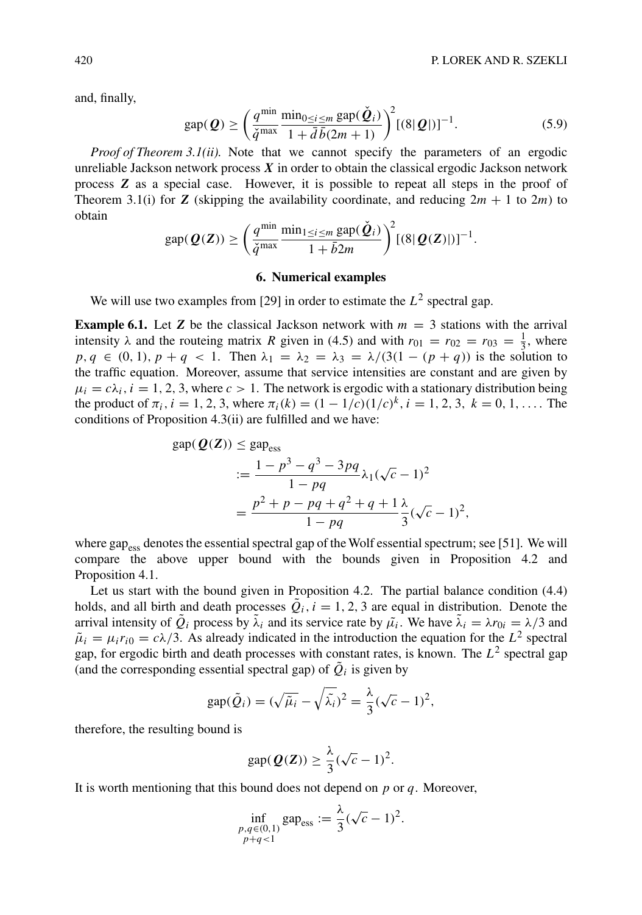and, finally,

$$\mathrm{gap}(\boldsymbol{Q}) \geq \left( \frac{q^{\min}}{\check{q}^{\max}} \frac{\min_{0 \leq i \leq m} \mathrm{gap}(\check{\boldsymbol{Q}}_i)}{1 + \bar{d}\bar{b}(2m+1)} \right)^2 [(8|\boldsymbol{Q}|)]^{-1}. \tag{5.9}$$

*Proof of Theorem 3.1(ii).* Note that we cannot specify the parameters of an ergodic unreliable Jackson network process $\boldsymbol{X}$ in order to obtain the classical ergodic Jackson network process $\boldsymbol{Z}$ as a special case. However, it is possible to repeat all steps in the proof of Theorem 3.1(i) for $\boldsymbol{Z}$ (skipping the availability coordinate, and reducing $2m+1$ to $2m$) to obtain

$$\mathrm{gap}(\boldsymbol{Q}(\boldsymbol{Z})) \geq \left( \frac{q^{\min}}{\check{q}^{\max}} \frac{\min_{1 \leq i \leq m} \mathrm{gap}(\check{\boldsymbol{Q}}_i)}{1 + \bar{b}2m} \right)^2 [(8|\boldsymbol{Q}(\boldsymbol{Z})|)]^{-1}.$$

## 6. Numerical examples

We will use two examples from [29] in order to estimate the $L^2$ spectral gap.

**Example 6.1.** Let $\boldsymbol{Z}$ be the classical Jackson network with $m = 3$ stations with the arrival intensity $\lambda$ and the routeing matrix $R$ given in (4.5) and with $r_{01} = r_{02} = r_{03} = \frac{1}{3}$, where $p, q \in (0,1)$, $p + q < 1$. Then $\lambda_1 = \lambda_2 = \lambda_3 = \lambda/(3(1-(p+q))$ is the solution to the traffic equation. Moreover, assume that service intensities are constant and are given by $\mu_i = c\lambda_i$, $i = 1, 2, 3$, where $c > 1$. The network is ergodic with a stationary distribution being the product of $\pi_i$, $i = 1, 2, 3$, where $\pi_i(k) = (1 - 1/c)(1/c)^k$, $i = 1, 2, 3$, $k = 0, 1, \ldots$. The conditions of Proposition 4.3(ii) are fulfilled and we have:

$$\begin{aligned}
\mathrm{gap}(\boldsymbol{Q}(\boldsymbol{Z})) &\leq \mathrm{gap}_{\mathrm{ess}} \\
&:= \frac{1 - p^3 - q^3 - 3pq}{1 - pq} \lambda_1 (\sqrt{c} - 1)^2 \\
&= \frac{p^2 + p - pq + q^2 + q + 1}{1 - pq} \frac{\lambda}{3} (\sqrt{c} - 1)^2,
\end{aligned}$$

where $\mathrm{gap}_{\mathrm{ess}}$ denotes the essential spectral gap of the Wolf essential spectrum; see [51]. We will compare the above upper bound with the bounds given in Proposition 4.2 and Proposition 4.1.

Let us start with the bound given in Proposition 4.2. The partial balance condition (4.4) holds, and all birth and death processes $\tilde{Q}_i$, $i = 1, 2, 3$ are equal in distribution. Denote the arrival intensity of $\tilde{Q}_i$ process by $\tilde{\lambda}_i$ and its service rate by $\tilde{\mu_i}$. We have $\tilde{\lambda}_i = \lambda r_{0i} = \lambda/3$ and $\tilde{\mu}_i = \mu_i r_{i0} = c\lambda/3$. As already indicated in the introduction the equation for the $L^2$ spectral gap, for ergodic birth and death processes with constant rates, is known. The $L^2$ spectral gap (and the corresponding essential spectral gap) of $\tilde{Q}_i$ is given by

$$\mathrm{gap}(\tilde{Q}_i) = (\sqrt{\tilde{\mu}_i} - \sqrt{\tilde{\lambda}_i})^2 = \frac{\lambda}{3}(\sqrt{c} - 1)^2,$$

therefore, the resulting bound is

$$\mathrm{gap}(\boldsymbol{Q}(\boldsymbol{Z})) \geq \frac{\lambda}{3}(\sqrt{c} - 1)^2.$$

It is worth mentioning that this bound does not depend on $p$ or $q$. Moreover,

$$\inf_{\substack{p,q \in (0,1) \\ p+q<1}} \mathrm{gap}_{\mathrm{ess}} := \frac{\lambda}{3}(\sqrt{c} - 1)^2.$$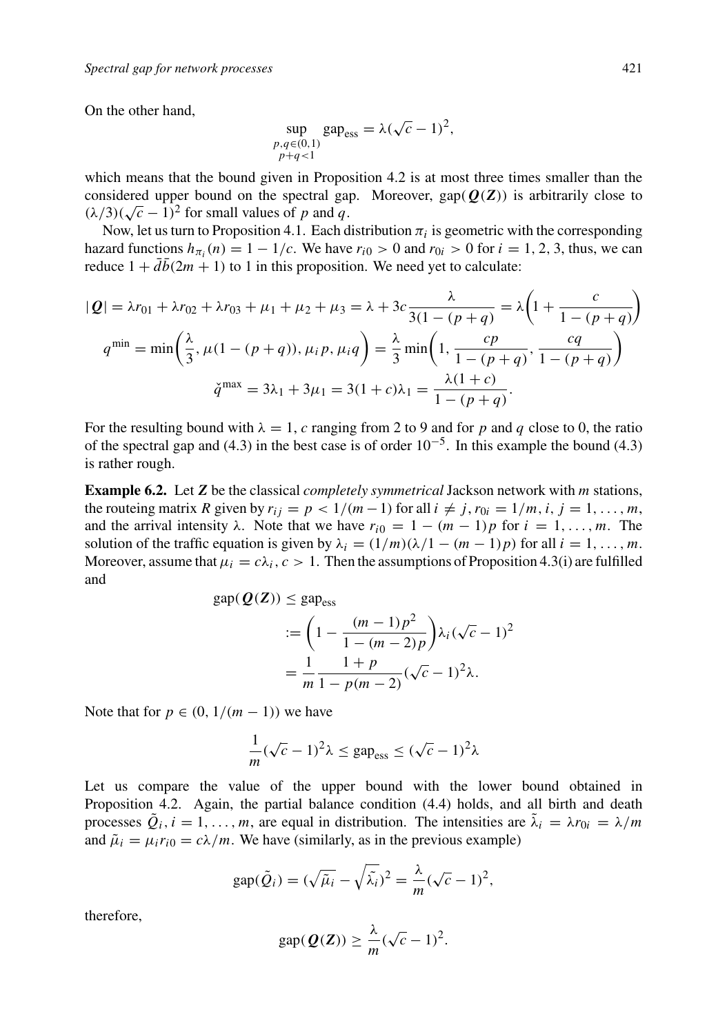On the other hand,

$$\sup_{\substack{p,q\in(0,1)\\ p+q<1}} \text{gap}_{\text{ess}} = \lambda(\sqrt{c}-1)^2,$$

which means that the bound given in Proposition 4.2 is at most three times smaller than the considered upper bound on the spectral gap. Moreover, $\text{gap}(\boldsymbol{Q}(\boldsymbol{Z}))$ is arbitrarily close to $(\lambda/3)(\sqrt{c}-1)^2$ for small values of $p$ and $q$.

Now, let us turn to Proposition 4.1. Each distribution $\pi_i$ is geometric with the corresponding hazard functions $h_{\pi_i}(n) = 1 - 1/c$. We have $r_{i0} > 0$ and $r_{0i} > 0$ for $i = 1, 2, 3$, thus, we can reduce $1 + \bar{d}\bar{b}(2m+1)$ to 1 in this proposition. We need yet to calculate:

$$|\boldsymbol{Q}| = \lambda r_{01} + \lambda r_{02} + \lambda r_{03} + \mu_1 + \mu_2 + \mu_3 = \lambda + 3c\frac{\lambda}{3(1-(p+q)} = \lambda\left(1 + \frac{c}{1-(p+q)}\right)$$

$$q^{\min} = \min\left(\frac{\lambda}{3}, \mu(1-(p+q)), \mu_i p, \mu_i q\right) = \frac{\lambda}{3}\min\left(1, \frac{cp}{1-(p+q)}, \frac{cq}{1-(p+q)}\right)$$

$$\check{q}^{\max} = 3\lambda_1 + 3\mu_1 = 3(1+c)\lambda_1 = \frac{\lambda(1+c)}{1-(p+q)}.$$

For the resulting bound with $\lambda = 1$, $c$ ranging from 2 to 9 and for $p$ and $q$ close to 0, the ratio of the spectral gap and (4.3) in the best case is of order $10^{-5}$. In this example the bound (4.3) is rather rough.

**Example 6.2.** Let $\boldsymbol{Z}$ be the classical *completely symmetrical* Jackson network with $m$ stations, the routeing matrix $R$ given by $r_{ij} = p < 1/(m-1)$ for all $i \neq j$, $r_{0i} = 1/m$, $i, j = 1, \ldots, m$, and the arrival intensity $\lambda$. Note that we have $r_{i0} = 1 - (m-1)p$ for $i = 1, \ldots, m$. The solution of the traffic equation is given by $\lambda_i = (1/m)(\lambda/1 - (m-1)p)$ for all $i = 1, \ldots, m$. Moreover, assume that $\mu_i = c\lambda_i$, $c > 1$. Then the assumptions of Proposition 4.3(i) are fulfilled and

$$\begin{aligned}
\text{gap}(\boldsymbol{Q}(\boldsymbol{Z})) &\leq \text{gap}_{\text{ess}} \\
&:= \left(1 - \frac{(m-1)p^2}{1-(m-2)p}\right)\lambda_i(\sqrt{c}-1)^2 \\
&= \frac{1}{m}\frac{1+p}{1-p(m-2)}(\sqrt{c}-1)^2\lambda.
\end{aligned}$$

Note that for $p \in (0, 1/(m-1))$ we have

$$\frac{1}{m}(\sqrt{c}-1)^2\lambda \leq \text{gap}_{\text{ess}} \leq (\sqrt{c}-1)^2\lambda$$

Let us compare the value of the upper bound with the lower bound obtained in Proposition 4.2. Again, the partial balance condition (4.4) holds, and all birth and death processes $\tilde{Q}_i$, $i = 1, \ldots, m$, are equal in distribution. The intensities are $\tilde{\lambda}_i = \lambda r_{0i} = \lambda/m$ and $\tilde{\mu}_i = \mu_i r_{i0} = c\lambda/m$. We have (similarly, as in the previous example)

$$\text{gap}(\tilde{Q}_i) = (\sqrt{\tilde{\mu}_i} - \sqrt{\tilde{\lambda}_i})^2 = \frac{\lambda}{m}(\sqrt{c}-1)^2,$$

therefore,

$$\text{gap}(\boldsymbol{Q}(\boldsymbol{Z})) \geq \frac{\lambda}{m}(\sqrt{c}-1)^2.$$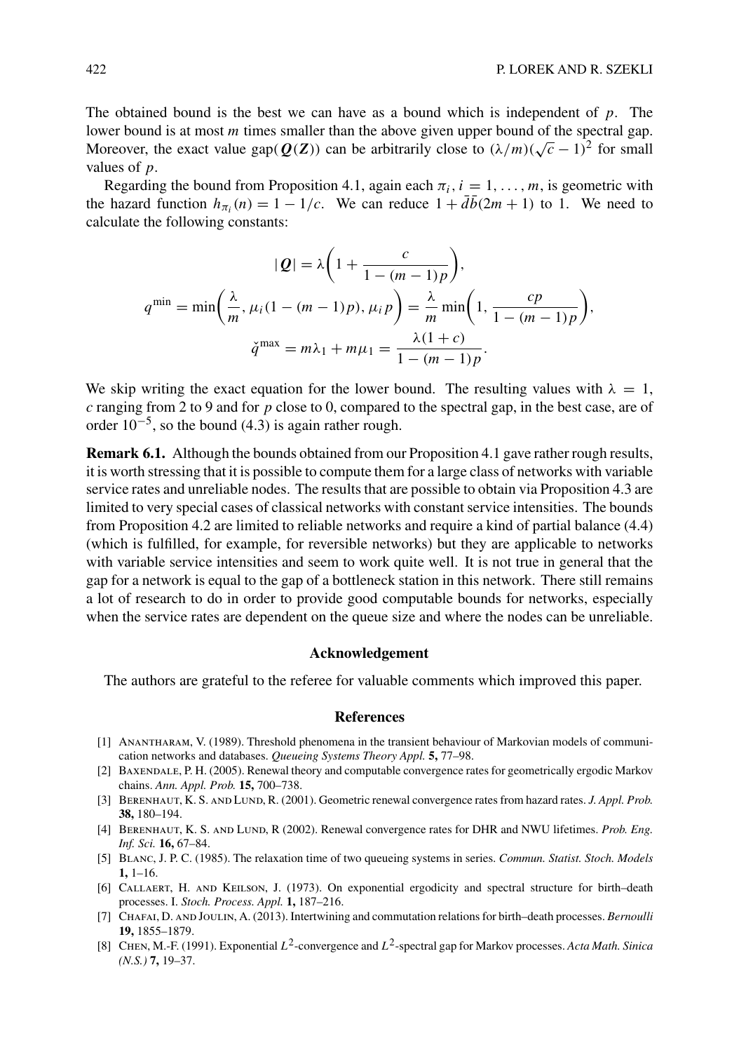The obtained bound is the best we can have as a bound which is independent of $p$. The lower bound is at most $m$ times smaller than the above given upper bound of the spectral gap. Moreover, the exact value $\text{gap}(\boldsymbol{Q}(\boldsymbol{Z}))$ can be arbitrarily close to $(\lambda/m)(\sqrt{c}-1)^2$ for small values of $p$.

Regarding the bound from Proposition 4.1, again each $\pi_i$, $i = 1, \ldots, m$, is geometric with the hazard function $h_{\pi_i}(n) = 1 - 1/c$. We can reduce $1 + \bar{d}\bar{b}(2m+1)$ to 1. We need to calculate the following constants:

$$
|\boldsymbol{Q}| = \lambda\left(1 + \frac{c}{1-(m-1)p}\right),
$$

$$
q^{\min} = \min\left(\frac{\lambda}{m}, \mu_i(1-(m-1)p), \mu_i p\right) = \frac{\lambda}{m}\min\left(1, \frac{cp}{1-(m-1)p}\right),
$$

$$
\check{q}^{\max} = m\lambda_1 + m\mu_1 = \frac{\lambda(1+c)}{1-(m-1)p}.
$$

We skip writing the exact equation for the lower bound. The resulting values with $\lambda = 1$, $c$ ranging from 2 to 9 and for $p$ close to 0, compared to the spectral gap, in the best case, are of order $10^{-5}$, so the bound (4.3) is again rather rough.

**Remark 6.1.** Although the bounds obtained from our Proposition 4.1 gave rather rough results, it is worth stressing that it is possible to compute them for a large class of networks with variable service rates and unreliable nodes. The results that are possible to obtain via Proposition 4.3 are limited to very special cases of classical networks with constant service intensities. The bounds from Proposition 4.2 are limited to reliable networks and require a kind of partial balance (4.4) (which is fulfilled, for example, for reversible networks) but they are applicable to networks with variable service intensities and seem to work quite well. It is not true in general that the gap for a network is equal to the gap of a bottleneck station in this network. There still remains a lot of research to do in order to provide good computable bounds for networks, especially when the service rates are dependent on the queue size and where the nodes can be unreliable.

## Acknowledgement

The authors are grateful to the referee for valuable comments which improved this paper.

## References

[1] Anantharam, V. (1989). Threshold phenomena in the transient behaviour of Markovian models of communication networks and databases. *Queueing Systems Theory Appl.* **5,** 77–98.

[2] Baxendale, P. H. (2005). Renewal theory and computable convergence rates for geometrically ergodic Markov chains. *Ann. Appl. Prob.* **15,** 700–738.

[3] Berenhaut, K. S. and Lund, R. (2001). Geometric renewal convergence rates from hazard rates. *J. Appl. Prob.* **38,** 180–194.

[4] Berenhaut, K. S. and Lund, R (2002). Renewal convergence rates for DHR and NWU lifetimes. *Prob. Eng. Inf. Sci.* **16,** 67–84.

[5] Blanc, J. P. C. (1985). The relaxation time of two queueing systems in series. *Commun. Statist. Stoch. Models* **1,** 1–16.

[6] Callaert, H. and Keilson, J. (1973). On exponential ergodicity and spectral structure for birth–death processes. I. *Stoch. Process. Appl.* **1,** 187–216.

[7] Chafai, D. and Joulin, A. (2013). Intertwining and commutation relations for birth–death processes. *Bernoulli* **19,** 1855–1879.

[8] Chen, M.-F. (1991). Exponential $L^2$-convergence and $L^2$-spectral gap for Markov processes. *Acta Math. Sinica (N.S.)* **7,** 19–37.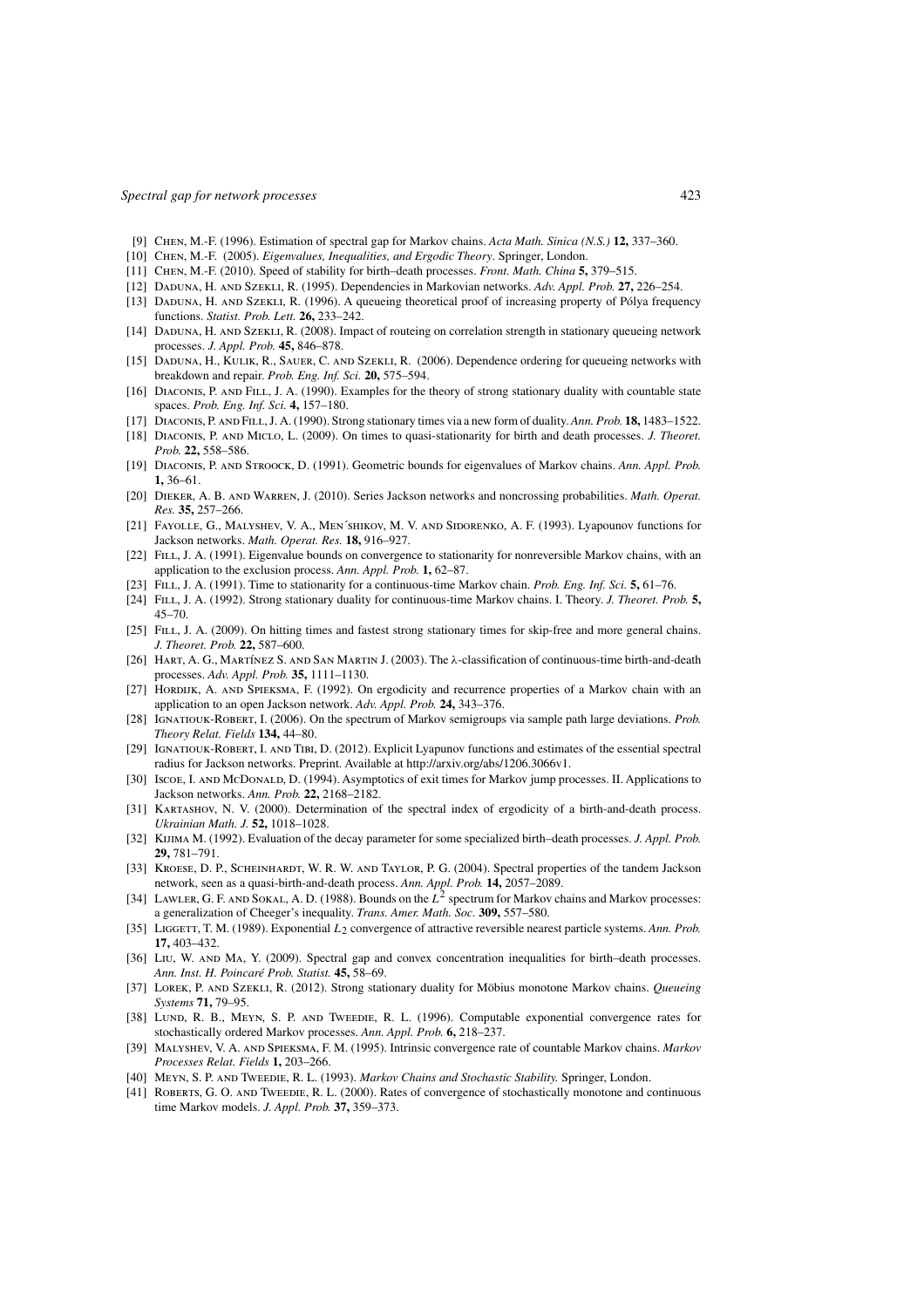[9] Chen, M.-F. (1996). Estimation of spectral gap for Markov chains. *Acta Math. Sinica (N.S.)* **12,** 337–360.

[10] Chen, M.-F. (2005). *Eigenvalues, Inequalities, and Ergodic Theory*. Springer, London.

[11] Chen, M.-F. (2010). Speed of stability for birth–death processes. *Front. Math. China* **5,** 379–515.

[12] Daduna, H. and Szekli, R. (1995). Dependencies in Markovian networks. *Adv. Appl. Prob.* **27,** 226–254.

[13] Daduna, H. and Szekli, R. (1996). A queueing theoretical proof of increasing property of Pólya frequency functions. *Statist. Prob. Lett.* **26,** 233–242.

[14] Daduna, H. and Szekli, R. (2008). Impact of routeing on correlation strength in stationary queueing network processes. *J. Appl. Prob.* **45,** 846–878.

[15] Daduna, H., Kulik, R., Sauer, C. and Szekli, R. (2006). Dependence ordering for queueing networks with breakdown and repair. *Prob. Eng. Inf. Sci.* **20,** 575–594.

[16] Diaconis, P. and Fill, J. A. (1990). Examples for the theory of strong stationary duality with countable state spaces. *Prob. Eng. Inf. Sci.* **4,** 157–180.

[17] Diaconis, P. and Fill, J. A. (1990). Strong stationary times via a new form of duality. *Ann. Prob.* **18,** 1483–1522.

[18] Diaconis, P. and Miclo, L. (2009). On times to quasi-stationarity for birth and death processes. *J. Theoret. Prob.* **22,** 558–586.

[19] Diaconis, P. and Stroock, D. (1991). Geometric bounds for eigenvalues of Markov chains. *Ann. Appl. Prob.* **1,** 36–61.

[20] Dieker, A. B. and Warren, J. (2010). Series Jackson networks and noncrossing probabilities. *Math. Operat. Res.* **35,** 257–266.

[21] Fayolle, G., Malyshev, V. A., Men´shikov, M. V. and Sidorenko, A. F. (1993). Lyapounov functions for Jackson networks. *Math. Operat. Res.* **18,** 916–927.

[22] Fill, J. A. (1991). Eigenvalue bounds on convergence to stationarity for nonreversible Markov chains, with an application to the exclusion process. *Ann. Appl. Prob.* **1,** 62–87.

[23] Fill, J. A. (1991). Time to stationarity for a continuous-time Markov chain. *Prob. Eng. Inf. Sci.* **5,** 61–76.

[24] Fill, J. A. (1992). Strong stationary duality for continuous-time Markov chains. I. Theory. *J. Theoret. Prob.* **5,** 45–70.

[25] Fill, J. A. (2009). On hitting times and fastest strong stationary times for skip-free and more general chains. *J. Theoret. Prob.* **22,** 587–600.

[26] Hart, A. G., Martínez S. and San Martin J. (2003). The λ-classification of continuous-time birth-and-death processes. *Adv. Appl. Prob.* **35,** 1111–1130.

[27] Hordijk, A. and Spieksma, F. (1992). On ergodicity and recurrence properties of a Markov chain with an application to an open Jackson network. *Adv. Appl. Prob.* **24,** 343–376.

[28] Ignatiouk-Robert, I. (2006). On the spectrum of Markov semigroups via sample path large deviations. *Prob. Theory Relat. Fields* **134,** 44–80.

[29] Ignatiouk-Robert, I. and Tibi, D. (2012). Explicit Lyapunov functions and estimates of the essential spectral radius for Jackson networks. Preprint. Available at http://arxiv.org/abs/1206.3066v1.

[30] Iscoe, I. and McDonald, D. (1994). Asymptotics of exit times for Markov jump processes. II. Applications to Jackson networks. *Ann. Prob.* **22,** 2168–2182.

[31] Kartashov, N. V. (2000). Determination of the spectral index of ergodicity of a birth-and-death process. *Ukrainian Math. J.* **52,** 1018–1028.

[32] Kijima M. (1992). Evaluation of the decay parameter for some specialized birth–death processes. *J. Appl. Prob.* **29,** 781–791.

[33] Kroese, D. P., Scheinhardt, W. R. W. and Taylor, P. G. (2004). Spectral properties of the tandem Jackson network, seen as a quasi-birth-and-death process. *Ann. Appl. Prob.* **14,** 2057–2089.

[34] Lawler, G. F. and Sokal, A. D. (1988). Bounds on the $L^2$ spectrum for Markov chains and Markov processes: a generalization of Cheeger's inequality. *Trans. Amer. Math. Soc.* **309,** 557–580.

[35] Liggett, T. M. (1989). Exponential $L_2$ convergence of attractive reversible nearest particle systems. *Ann. Prob.* **17,** 403–432.

[36] Liu, W. and Ma, Y. (2009). Spectral gap and convex concentration inequalities for birth–death processes. *Ann. Inst. H. Poincaré Prob. Statist.* **45,** 58–69.

[37] Lorek, P. and Szekli, R. (2012). Strong stationary duality for Möbius monotone Markov chains. *Queueing Systems* **71,** 79–95.

[38] Lund, R. B., Meyn, S. P. and Tweedie, R. L. (1996). Computable exponential convergence rates for stochastically ordered Markov processes. *Ann. Appl. Prob.* **6,** 218–237.

[39] Malyshev, V. A. and Spieksma, F. M. (1995). Intrinsic convergence rate of countable Markov chains. *Markov Processes Relat. Fields* **1,** 203–266.

[40] Meyn, S. P. and Tweedie, R. L. (1993). *Markov Chains and Stochastic Stability.* Springer, London.

[41] Roberts, G. O. and Tweedie, R. L. (2000). Rates of convergence of stochastically monotone and continuous time Markov models. *J. Appl. Prob.* **37,** 359–373.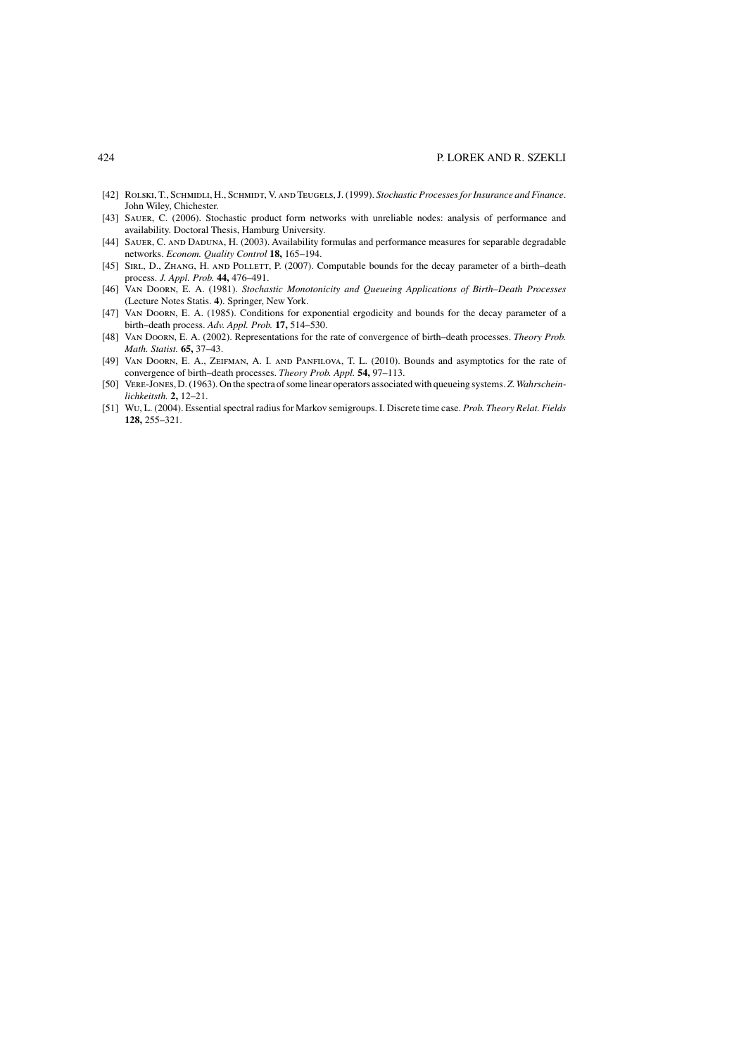[42] Rolski, T., Schmidli, H., Schmidt, V. and Teugels, J. (1999). *Stochastic Processes for Insurance and Finance*. John Wiley, Chichester.

[43] Sauer, C. (2006). Stochastic product form networks with unreliable nodes: analysis of performance and availability. Doctoral Thesis, Hamburg University.

[44] Sauer, C. and Daduna, H. (2003). Availability formulas and performance measures for separable degradable networks. *Econom. Quality Control* **18,** 165–194.

[45] Sirl, D., Zhang, H. and Pollett, P. (2007). Computable bounds for the decay parameter of a birth–death process. *J. Appl. Prob.* **44,** 476–491.

[46] Van Doorn, E. A. (1981). *Stochastic Monotonicity and Queueing Applications of Birth–Death Processes* (Lecture Notes Statis. **4**). Springer, New York.

[47] Van Doorn, E. A. (1985). Conditions for exponential ergodicity and bounds for the decay parameter of a birth–death process. *Adv. Appl. Prob.* **17,** 514–530.

[48] Van Doorn, E. A. (2002). Representations for the rate of convergence of birth–death processes. *Theory Prob. Math. Statist.* **65,** 37–43.

[49] Van Doorn, E. A., Zeifman, A. I. and Panfilova, T. L. (2010). Bounds and asymptotics for the rate of convergence of birth–death processes. *Theory Prob. Appl.* **54,** 97–113.

[50] Vere-Jones, D. (1963). On the spectra of some linear operators associated with queueing systems. *Z. Wahrscheinlichkeitsth.* **2,** 12–21.

[51] Wu, L. (2004). Essential spectral radius for Markov semigroups. I. Discrete time case. *Prob. Theory Relat. Fields* **128,** 255–321.